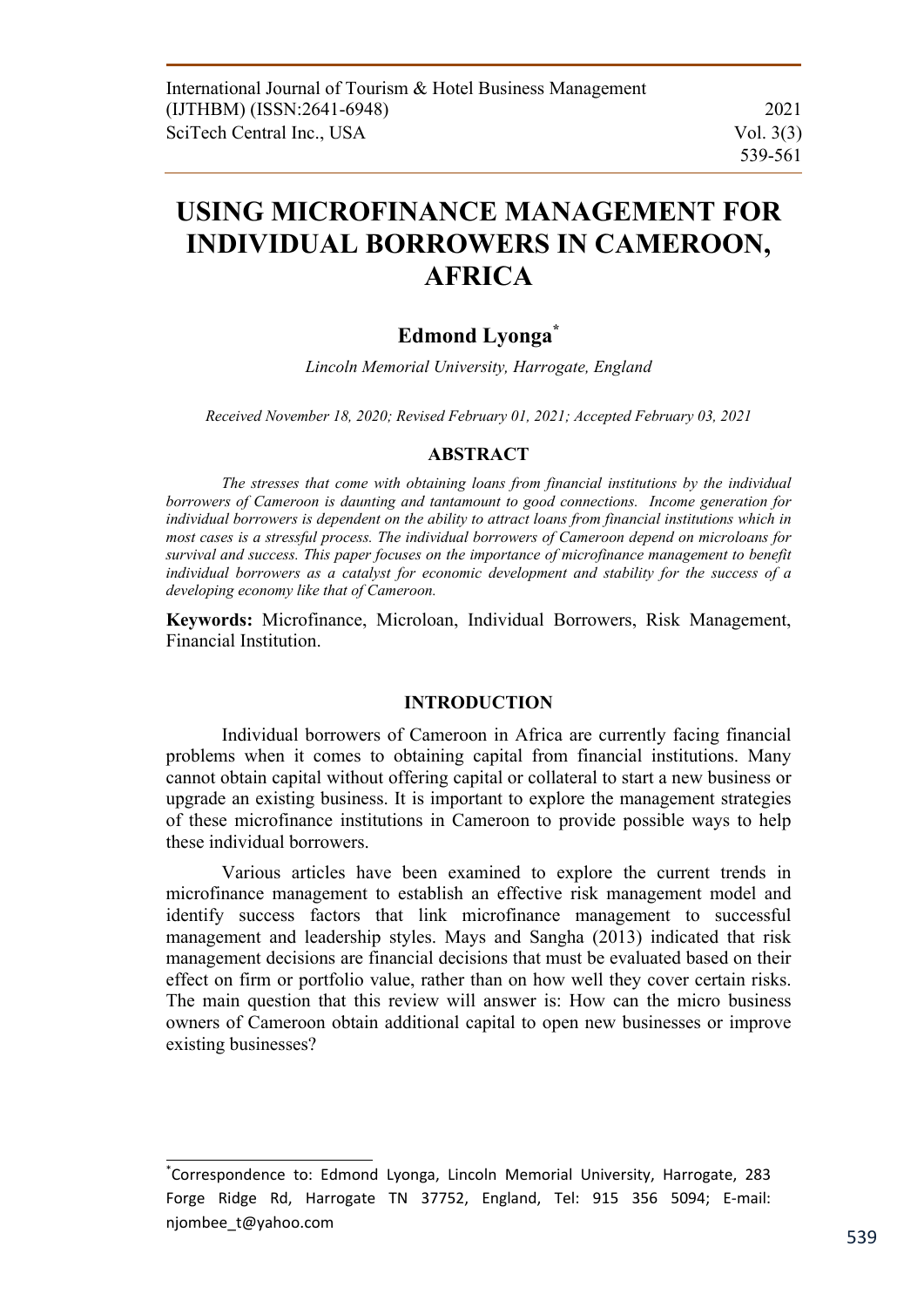# USING MICROFINANCE MANAGEMENT FOR INDIVIDUAL BORROWERS IN CAMEROON, AFRICA

**Edmond Lyonga***

*Lincoln Memorial University, Harrogate, England*

*Received November 18, 2020; Revised February 01, 2021; Accepted February 03, 2021*

## ABSTRACT

*The stresses that come with obtaining loans from financial institutions by the individual borrowers of Cameroon is daunting and tantamount to good connections. Income generation for individual borrowers is dependent on the ability to attract loans from financial institutions which in most cases is a stressful process. The individual borrowers of Cameroon depend on microloans for survival and success. This paper focuses on the importance of microfinance management to benefit individual borrowers as a catalyst for economic development and stability for the success of a developing economy like that of Cameroon.*

**Keywords:** Microfinance, Microloan, Individual Borrowers, Risk Management, Financial Institution.

## INTRODUCTION

Individual borrowers of Cameroon in Africa are currently facing financial problems when it comes to obtaining capital from financial institutions. Many cannot obtain capital without offering capital or collateral to start a new business or upgrade an existing business. It is important to explore the management strategies of these microfinance institutions in Cameroon to provide possible ways to help these individual borrowers.

Various articles have been examined to explore the current trends in microfinance management to establish an effective risk management model and identify success factors that link microfinance management to successful management and leadership styles. Mays and Sangha (2013) indicated that risk management decisions are financial decisions that must be evaluated based on their effect on firm or portfolio value, rather than on how well they cover certain risks. The main question that this review will answer is: How can the micro business owners of Cameroon obtain additional capital to open new businesses or improve existing businesses?

---

*Correspondence to: Edmond Lyonga, Lincoln Memorial University, Harrogate, 283 Forge Ridge Rd, Harrogate TN 37752, England, Tel: 915 356 5094; E-mail: njombee_t@yahoo.com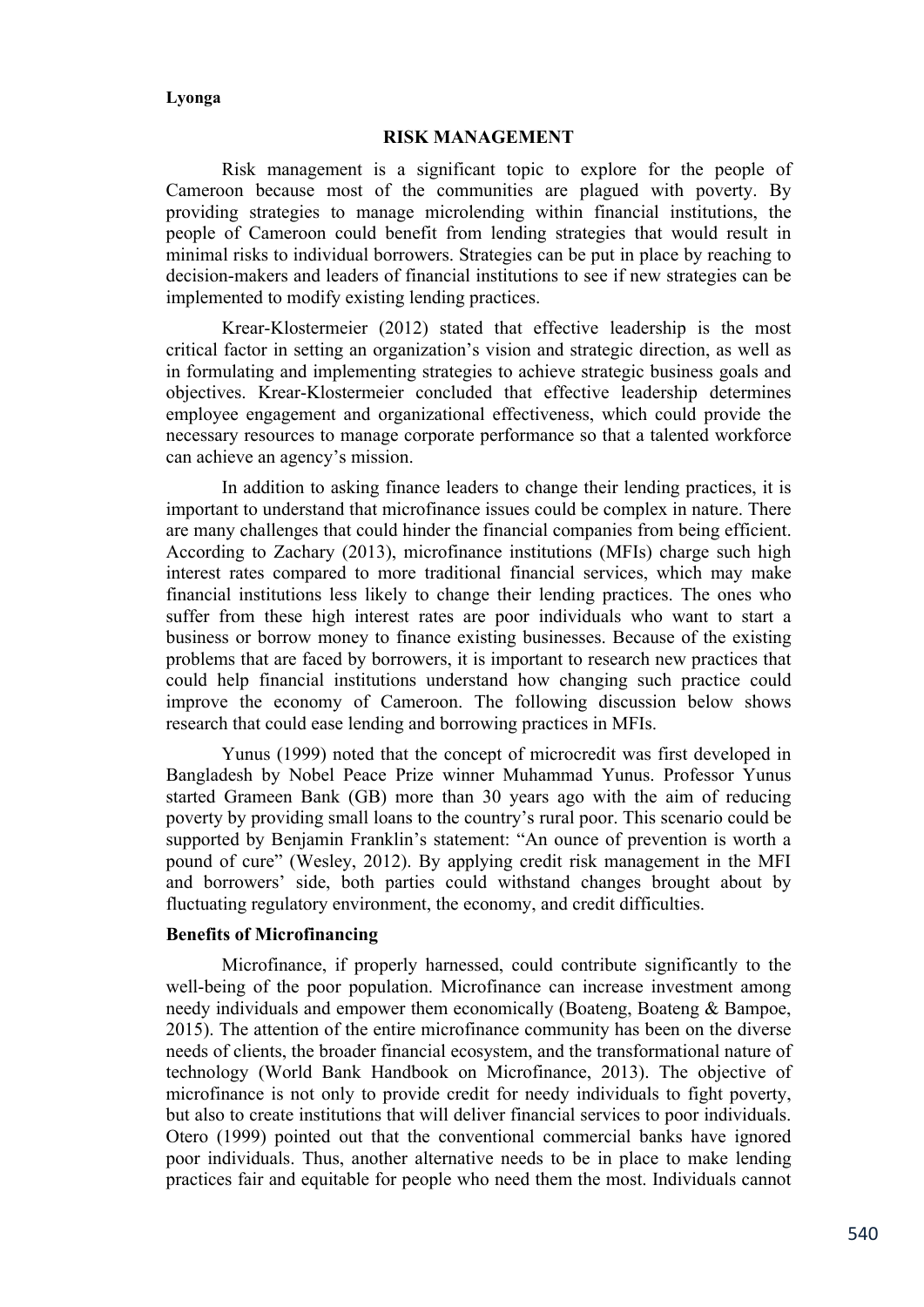## RISK MANAGEMENT

Risk management is a significant topic to explore for the people of Cameroon because most of the communities are plagued with poverty. By providing strategies to manage microlending within financial institutions, the people of Cameroon could benefit from lending strategies that would result in minimal risks to individual borrowers. Strategies can be put in place by reaching to decision-makers and leaders of financial institutions to see if new strategies can be implemented to modify existing lending practices.

Krear-Klostermeier (2012) stated that effective leadership is the most critical factor in setting an organization's vision and strategic direction, as well as in formulating and implementing strategies to achieve strategic business goals and objectives. Krear-Klostermeier concluded that effective leadership determines employee engagement and organizational effectiveness, which could provide the necessary resources to manage corporate performance so that a talented workforce can achieve an agency's mission.

In addition to asking finance leaders to change their lending practices, it is important to understand that microfinance issues could be complex in nature. There are many challenges that could hinder the financial companies from being efficient. According to Zachary (2013), microfinance institutions (MFIs) charge such high interest rates compared to more traditional financial services, which may make financial institutions less likely to change their lending practices. The ones who suffer from these high interest rates are poor individuals who want to start a business or borrow money to finance existing businesses. Because of the existing problems that are faced by borrowers, it is important to research new practices that could help financial institutions understand how changing such practice could improve the economy of Cameroon. The following discussion below shows research that could ease lending and borrowing practices in MFIs.

Yunus (1999) noted that the concept of microcredit was first developed in Bangladesh by Nobel Peace Prize winner Muhammad Yunus. Professor Yunus started Grameen Bank (GB) more than 30 years ago with the aim of reducing poverty by providing small loans to the country's rural poor. This scenario could be supported by Benjamin Franklin's statement: "An ounce of prevention is worth a pound of cure" (Wesley, 2012). By applying credit risk management in the MFI and borrowers' side, both parties could withstand changes brought about by fluctuating regulatory environment, the economy, and credit difficulties.

### Benefits of Microfinancing

Microfinance, if properly harnessed, could contribute significantly to the well-being of the poor population. Microfinance can increase investment among needy individuals and empower them economically (Boateng, Boateng & Bampoe, 2015). The attention of the entire microfinance community has been on the diverse needs of clients, the broader financial ecosystem, and the transformational nature of technology (World Bank Handbook on Microfinance, 2013). The objective of microfinance is not only to provide credit for needy individuals to fight poverty, but also to create institutions that will deliver financial services to poor individuals. Otero (1999) pointed out that the conventional commercial banks have ignored poor individuals. Thus, another alternative needs to be in place to make lending practices fair and equitable for people who need them the most. Individuals cannot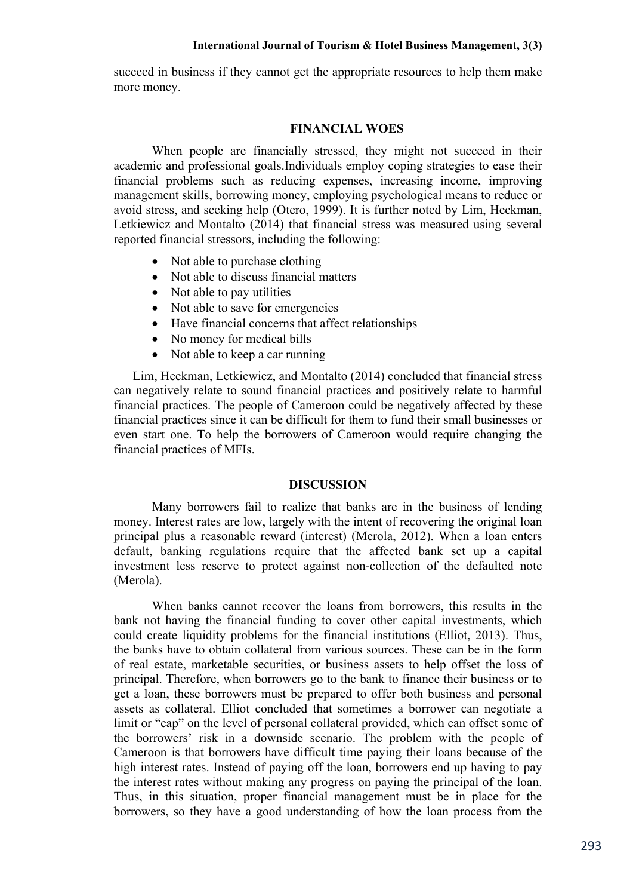succeed in business if they cannot get the appropriate resources to help them make more money.

## FINANCIAL WOES

When people are financially stressed, they might not succeed in their academic and professional goals.Individuals employ coping strategies to ease their financial problems such as reducing expenses, increasing income, improving management skills, borrowing money, employing psychological means to reduce or avoid stress, and seeking help (Otero, 1999). It is further noted by Lim, Heckman, Letkiewicz and Montalto (2014) that financial stress was measured using several reported financial stressors, including the following:

- Not able to purchase clothing
- Not able to discuss financial matters
- Not able to pay utilities
- Not able to save for emergencies
- Have financial concerns that affect relationships
- No money for medical bills
- Not able to keep a car running

Lim, Heckman, Letkiewicz, and Montalto (2014) concluded that financial stress can negatively relate to sound financial practices and positively relate to harmful financial practices. The people of Cameroon could be negatively affected by these financial practices since it can be difficult for them to fund their small businesses or even start one. To help the borrowers of Cameroon would require changing the financial practices of MFIs.

## DISCUSSION

Many borrowers fail to realize that banks are in the business of lending money. Interest rates are low, largely with the intent of recovering the original loan principal plus a reasonable reward (interest) (Merola, 2012). When a loan enters default, banking regulations require that the affected bank set up a capital investment less reserve to protect against non-collection of the defaulted note (Merola).

When banks cannot recover the loans from borrowers, this results in the bank not having the financial funding to cover other capital investments, which could create liquidity problems for the financial institutions (Elliot, 2013). Thus, the banks have to obtain collateral from various sources. These can be in the form of real estate, marketable securities, or business assets to help offset the loss of principal. Therefore, when borrowers go to the bank to finance their business or to get a loan, these borrowers must be prepared to offer both business and personal assets as collateral. Elliot concluded that sometimes a borrower can negotiate a limit or "cap" on the level of personal collateral provided, which can offset some of the borrowers' risk in a downside scenario. The problem with the people of Cameroon is that borrowers have difficult time paying their loans because of the high interest rates. Instead of paying off the loan, borrowers end up having to pay the interest rates without making any progress on paying the principal of the loan. Thus, in this situation, proper financial management must be in place for the borrowers, so they have a good understanding of how the loan process from the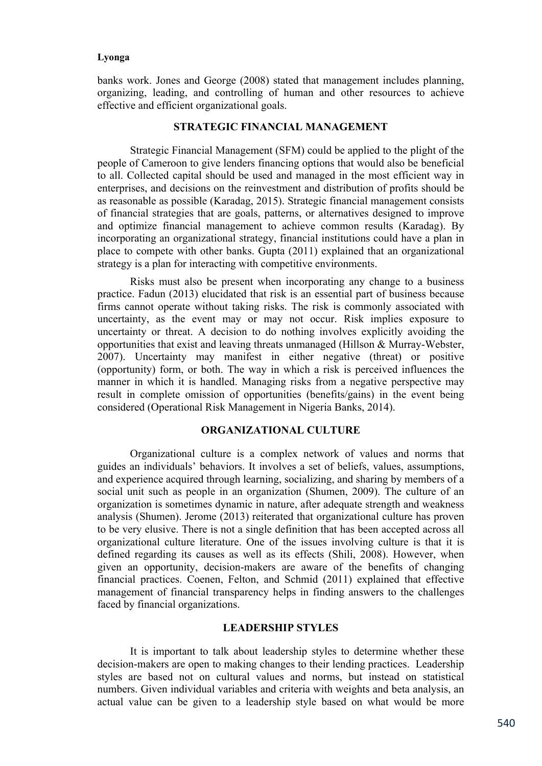banks work. Jones and George (2008) stated that management includes planning, organizing, leading, and controlling of human and other resources to achieve effective and efficient organizational goals.

## STRATEGIC FINANCIAL MANAGEMENT

Strategic Financial Management (SFM) could be applied to the plight of the people of Cameroon to give lenders financing options that would also be beneficial to all. Collected capital should be used and managed in the most efficient way in enterprises, and decisions on the reinvestment and distribution of profits should be as reasonable as possible (Karadag, 2015). Strategic financial management consists of financial strategies that are goals, patterns, or alternatives designed to improve and optimize financial management to achieve common results (Karadag). By incorporating an organizational strategy, financial institutions could have a plan in place to compete with other banks. Gupta (2011) explained that an organizational strategy is a plan for interacting with competitive environments.

Risks must also be present when incorporating any change to a business practice. Fadun (2013) elucidated that risk is an essential part of business because firms cannot operate without taking risks. The risk is commonly associated with uncertainty, as the event may or may not occur. Risk implies exposure to uncertainty or threat. A decision to do nothing involves explicitly avoiding the opportunities that exist and leaving threats unmanaged (Hillson & Murray-Webster, 2007). Uncertainty may manifest in either negative (threat) or positive (opportunity) form, or both. The way in which a risk is perceived influences the manner in which it is handled. Managing risks from a negative perspective may result in complete omission of opportunities (benefits/gains) in the event being considered (Operational Risk Management in Nigeria Banks, 2014).

## ORGANIZATIONAL CULTURE

Organizational culture is a complex network of values and norms that guides an individuals' behaviors. It involves a set of beliefs, values, assumptions, and experience acquired through learning, socializing, and sharing by members of a social unit such as people in an organization (Shumen, 2009). The culture of an organization is sometimes dynamic in nature, after adequate strength and weakness analysis (Shumen). Jerome (2013) reiterated that organizational culture has proven to be very elusive. There is not a single definition that has been accepted across all organizational culture literature. One of the issues involving culture is that it is defined regarding its causes as well as its effects (Shili, 2008). However, when given an opportunity, decision-makers are aware of the benefits of changing financial practices. Coenen, Felton, and Schmid (2011) explained that effective management of financial transparency helps in finding answers to the challenges faced by financial organizations.

## LEADERSHIP STYLES

It is important to talk about leadership styles to determine whether these decision-makers are open to making changes to their lending practices. Leadership styles are based not on cultural values and norms, but instead on statistical numbers. Given individual variables and criteria with weights and beta analysis, an actual value can be given to a leadership style based on what would be more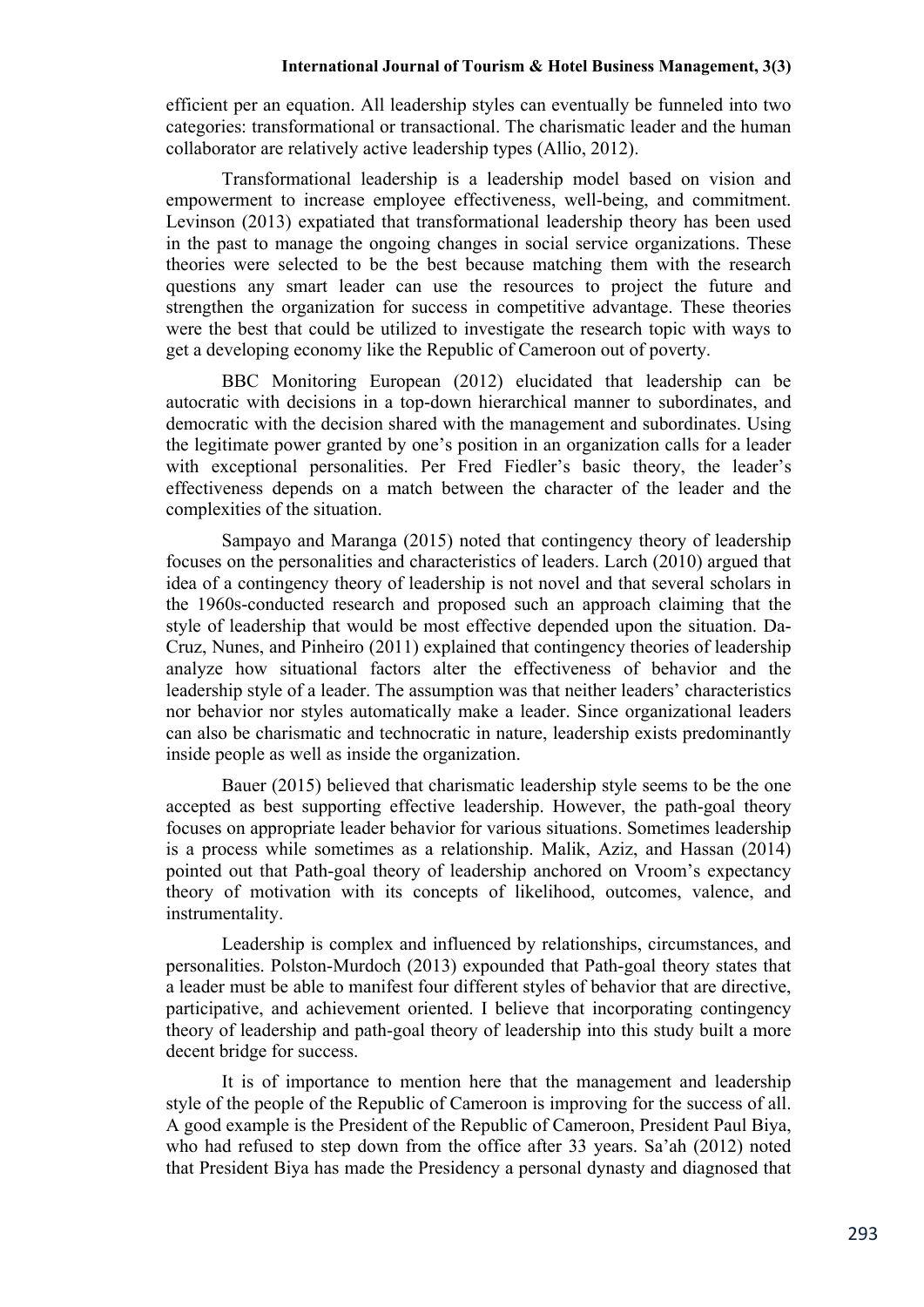efficient per an equation. All leadership styles can eventually be funneled into two categories: transformational or transactional. The charismatic leader and the human collaborator are relatively active leadership types (Allio, 2012).

Transformational leadership is a leadership model based on vision and empowerment to increase employee effectiveness, well-being, and commitment. Levinson (2013) expatiated that transformational leadership theory has been used in the past to manage the ongoing changes in social service organizations. These theories were selected to be the best because matching them with the research questions any smart leader can use the resources to project the future and strengthen the organization for success in competitive advantage. These theories were the best that could be utilized to investigate the research topic with ways to get a developing economy like the Republic of Cameroon out of poverty.

BBC Monitoring European (2012) elucidated that leadership can be autocratic with decisions in a top-down hierarchical manner to subordinates, and democratic with the decision shared with the management and subordinates. Using the legitimate power granted by one's position in an organization calls for a leader with exceptional personalities. Per Fred Fiedler's basic theory, the leader's effectiveness depends on a match between the character of the leader and the complexities of the situation.

Sampayo and Maranga (2015) noted that contingency theory of leadership focuses on the personalities and characteristics of leaders. Larch (2010) argued that idea of a contingency theory of leadership is not novel and that several scholars in the 1960s-conducted research and proposed such an approach claiming that the style of leadership that would be most effective depended upon the situation. Da-Cruz, Nunes, and Pinheiro (2011) explained that contingency theories of leadership analyze how situational factors alter the effectiveness of behavior and the leadership style of a leader. The assumption was that neither leaders' characteristics nor behavior nor styles automatically make a leader. Since organizational leaders can also be charismatic and technocratic in nature, leadership exists predominantly inside people as well as inside the organization.

Bauer (2015) believed that charismatic leadership style seems to be the one accepted as best supporting effective leadership. However, the path-goal theory focuses on appropriate leader behavior for various situations. Sometimes leadership is a process while sometimes as a relationship. Malik, Aziz, and Hassan (2014) pointed out that Path-goal theory of leadership anchored on Vroom's expectancy theory of motivation with its concepts of likelihood, outcomes, valence, and instrumentality.

Leadership is complex and influenced by relationships, circumstances, and personalities. Polston-Murdoch (2013) expounded that Path-goal theory states that a leader must be able to manifest four different styles of behavior that are directive, participative, and achievement oriented. I believe that incorporating contingency theory of leadership and path-goal theory of leadership into this study built a more decent bridge for success.

It is of importance to mention here that the management and leadership style of the people of the Republic of Cameroon is improving for the success of all. A good example is the President of the Republic of Cameroon, President Paul Biya, who had refused to step down from the office after 33 years. Sa'ah (2012) noted that President Biya has made the Presidency a personal dynasty and diagnosed that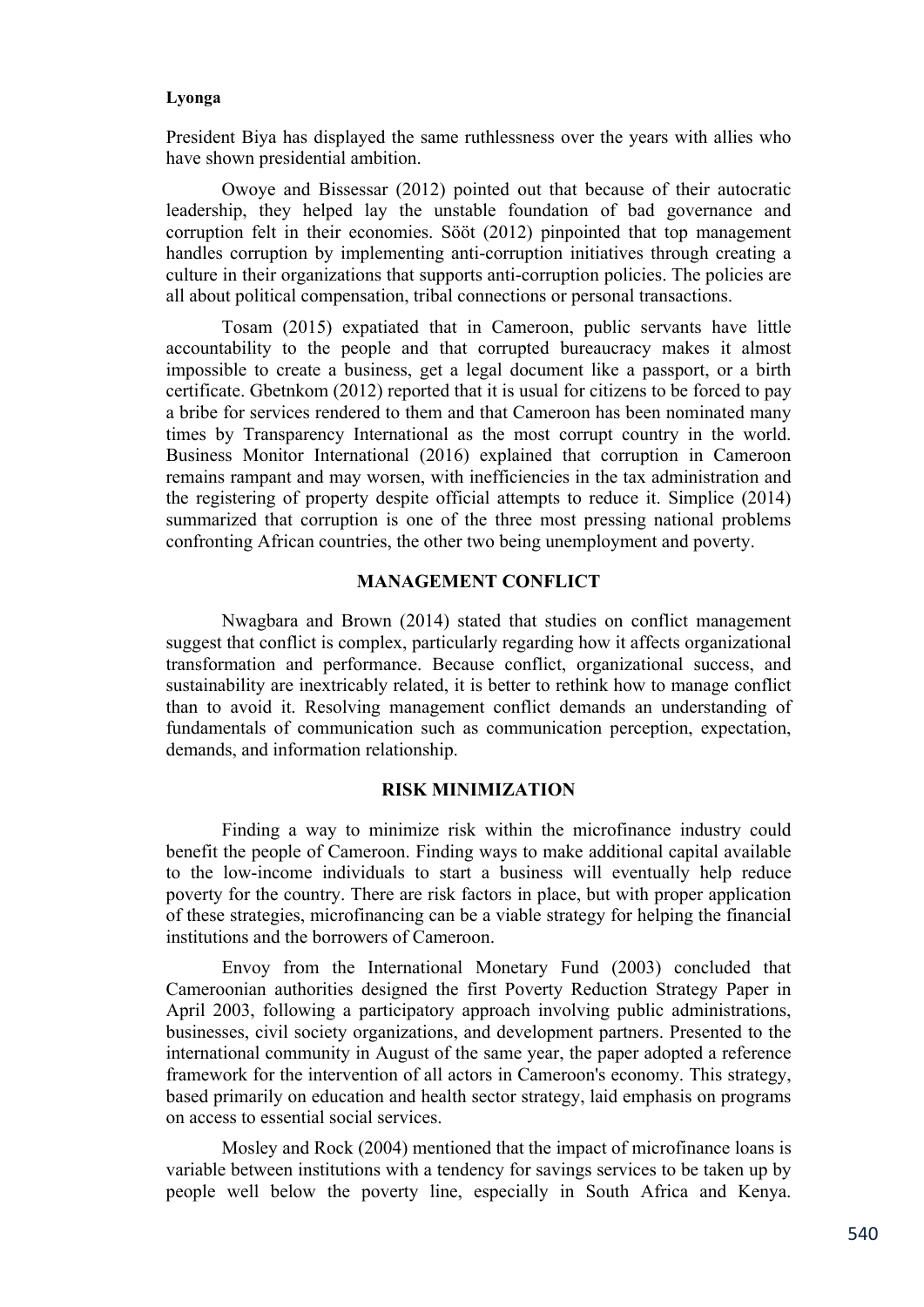President Biya has displayed the same ruthlessness over the years with allies who have shown presidential ambition.

Owoye and Bissessar (2012) pointed out that because of their autocratic leadership, they helped lay the unstable foundation of bad governance and corruption felt in their economies. Sööt (2012) pinpointed that top management handles corruption by implementing anti-corruption initiatives through creating a culture in their organizations that supports anti-corruption policies. The policies are all about political compensation, tribal connections or personal transactions.

Tosam (2015) expatiated that in Cameroon, public servants have little accountability to the people and that corrupted bureaucracy makes it almost impossible to create a business, get a legal document like a passport, or a birth certificate. Gbetnkom (2012) reported that it is usual for citizens to be forced to pay a bribe for services rendered to them and that Cameroon has been nominated many times by Transparency International as the most corrupt country in the world. Business Monitor International (2016) explained that corruption in Cameroon remains rampant and may worsen, with inefficiencies in the tax administration and the registering of property despite official attempts to reduce it. Simplice (2014) summarized that corruption is one of the three most pressing national problems confronting African countries, the other two being unemployment and poverty.

## MANAGEMENT CONFLICT

Nwagbara and Brown (2014) stated that studies on conflict management suggest that conflict is complex, particularly regarding how it affects organizational transformation and performance. Because conflict, organizational success, and sustainability are inextricably related, it is better to rethink how to manage conflict than to avoid it. Resolving management conflict demands an understanding of fundamentals of communication such as communication perception, expectation, demands, and information relationship.

## RISK MINIMIZATION

Finding a way to minimize risk within the microfinance industry could benefit the people of Cameroon. Finding ways to make additional capital available to the low-income individuals to start a business will eventually help reduce poverty for the country. There are risk factors in place, but with proper application of these strategies, microfinancing can be a viable strategy for helping the financial institutions and the borrowers of Cameroon.

Envoy from the International Monetary Fund (2003) concluded that Cameroonian authorities designed the first Poverty Reduction Strategy Paper in April 2003, following a participatory approach involving public administrations, businesses, civil society organizations, and development partners. Presented to the international community in August of the same year, the paper adopted a reference framework for the intervention of all actors in Cameroon's economy. This strategy, based primarily on education and health sector strategy, laid emphasis on programs on access to essential social services.

Mosley and Rock (2004) mentioned that the impact of microfinance loans is variable between institutions with a tendency for savings services to be taken up by people well below the poverty line, especially in South Africa and Kenya.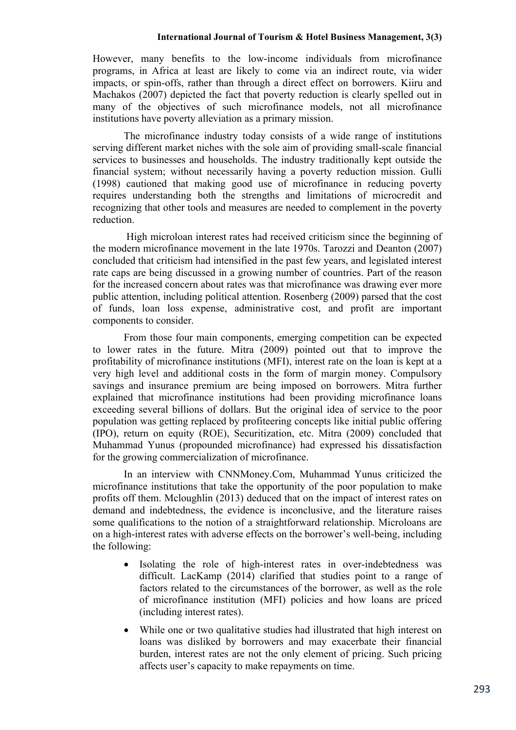However, many benefits to the low-income individuals from microfinance programs, in Africa at least are likely to come via an indirect route, via wider impacts, or spin-offs, rather than through a direct effect on borrowers. Kiiru and Machakos (2007) depicted the fact that poverty reduction is clearly spelled out in many of the objectives of such microfinance models, not all microfinance institutions have poverty alleviation as a primary mission.

The microfinance industry today consists of a wide range of institutions serving different market niches with the sole aim of providing small-scale financial services to businesses and households. The industry traditionally kept outside the financial system; without necessarily having a poverty reduction mission. Gulli (1998) cautioned that making good use of microfinance in reducing poverty requires understanding both the strengths and limitations of microcredit and recognizing that other tools and measures are needed to complement in the poverty reduction.

High microloan interest rates had received criticism since the beginning of the modern microfinance movement in the late 1970s. Tarozzi and Deanton (2007) concluded that criticism had intensified in the past few years, and legislated interest rate caps are being discussed in a growing number of countries. Part of the reason for the increased concern about rates was that microfinance was drawing ever more public attention, including political attention. Rosenberg (2009) parsed that the cost of funds, loan loss expense, administrative cost, and profit are important components to consider.

From those four main components, emerging competition can be expected to lower rates in the future. Mitra (2009) pointed out that to improve the profitability of microfinance institutions (MFI), interest rate on the loan is kept at a very high level and additional costs in the form of margin money. Compulsory savings and insurance premium are being imposed on borrowers. Mitra further explained that microfinance institutions had been providing microfinance loans exceeding several billions of dollars. But the original idea of service to the poor population was getting replaced by profiteering concepts like initial public offering (IPO), return on equity (ROE), Securitization, etc. Mitra (2009) concluded that Muhammad Yunus (propounded microfinance) had expressed his dissatisfaction for the growing commercialization of microfinance.

In an interview with CNNMoney.Com, Muhammad Yunus criticized the microfinance institutions that take the opportunity of the poor population to make profits off them. Mcloughlin (2013) deduced that on the impact of interest rates on demand and indebtedness, the evidence is inconclusive, and the literature raises some qualifications to the notion of a straightforward relationship. Microloans are on a high-interest rates with adverse effects on the borrower's well-being, including the following:

- Isolating the role of high-interest rates in over-indebtedness was difficult. LacKamp (2014) clarified that studies point to a range of factors related to the circumstances of the borrower, as well as the role of microfinance institution (MFI) policies and how loans are priced (including interest rates).
- While one or two qualitative studies had illustrated that high interest on loans was disliked by borrowers and may exacerbate their financial burden, interest rates are not the only element of pricing. Such pricing affects user's capacity to make repayments on time.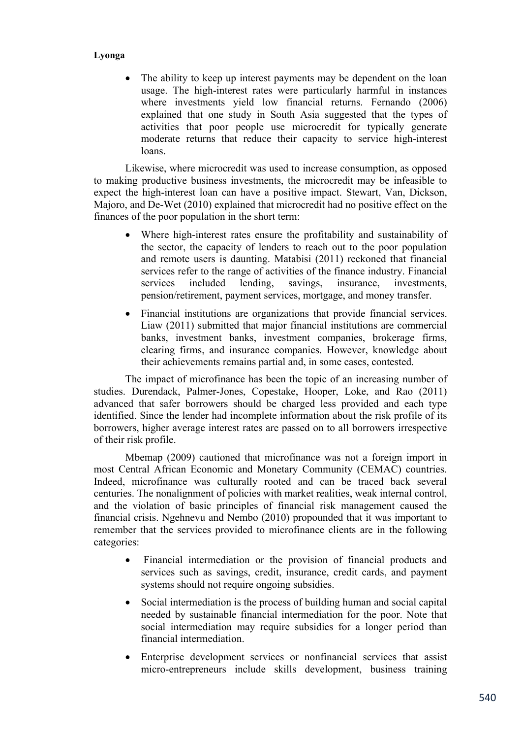- The ability to keep up interest payments may be dependent on the loan usage. The high-interest rates were particularly harmful in instances where investments yield low financial returns. Fernando (2006) explained that one study in South Asia suggested that the types of activities that poor people use microcredit for typically generate moderate returns that reduce their capacity to service high-interest loans.

Likewise, where microcredit was used to increase consumption, as opposed to making productive business investments, the microcredit may be infeasible to expect the high-interest loan can have a positive impact. Stewart, Van, Dickson, Majoro, and De-Wet (2010) explained that microcredit had no positive effect on the finances of the poor population in the short term:

- Where high-interest rates ensure the profitability and sustainability of the sector, the capacity of lenders to reach out to the poor population and remote users is daunting. Matabisi (2011) reckoned that financial services refer to the range of activities of the finance industry. Financial services included lending, savings, insurance, investments, pension/retirement, payment services, mortgage, and money transfer.
- Financial institutions are organizations that provide financial services. Liaw (2011) submitted that major financial institutions are commercial banks, investment banks, investment companies, brokerage firms, clearing firms, and insurance companies. However, knowledge about their achievements remains partial and, in some cases, contested.

The impact of microfinance has been the topic of an increasing number of studies. Durendack, Palmer-Jones, Copestake, Hooper, Loke, and Rao (2011) advanced that safer borrowers should be charged less provided and each type identified. Since the lender had incomplete information about the risk profile of its borrowers, higher average interest rates are passed on to all borrowers irrespective of their risk profile.

Mbemap (2009) cautioned that microfinance was not a foreign import in most Central African Economic and Monetary Community (CEMAC) countries. Indeed, microfinance was culturally rooted and can be traced back several centuries. The nonalignment of policies with market realities, weak internal control, and the violation of basic principles of financial risk management caused the financial crisis. Ngehnevu and Nembo (2010) propounded that it was important to remember that the services provided to microfinance clients are in the following categories:

- Financial intermediation or the provision of financial products and services such as savings, credit, insurance, credit cards, and payment systems should not require ongoing subsidies.
- Social intermediation is the process of building human and social capital needed by sustainable financial intermediation for the poor. Note that social intermediation may require subsidies for a longer period than financial intermediation.
- Enterprise development services or nonfinancial services that assist micro-entrepreneurs include skills development, business training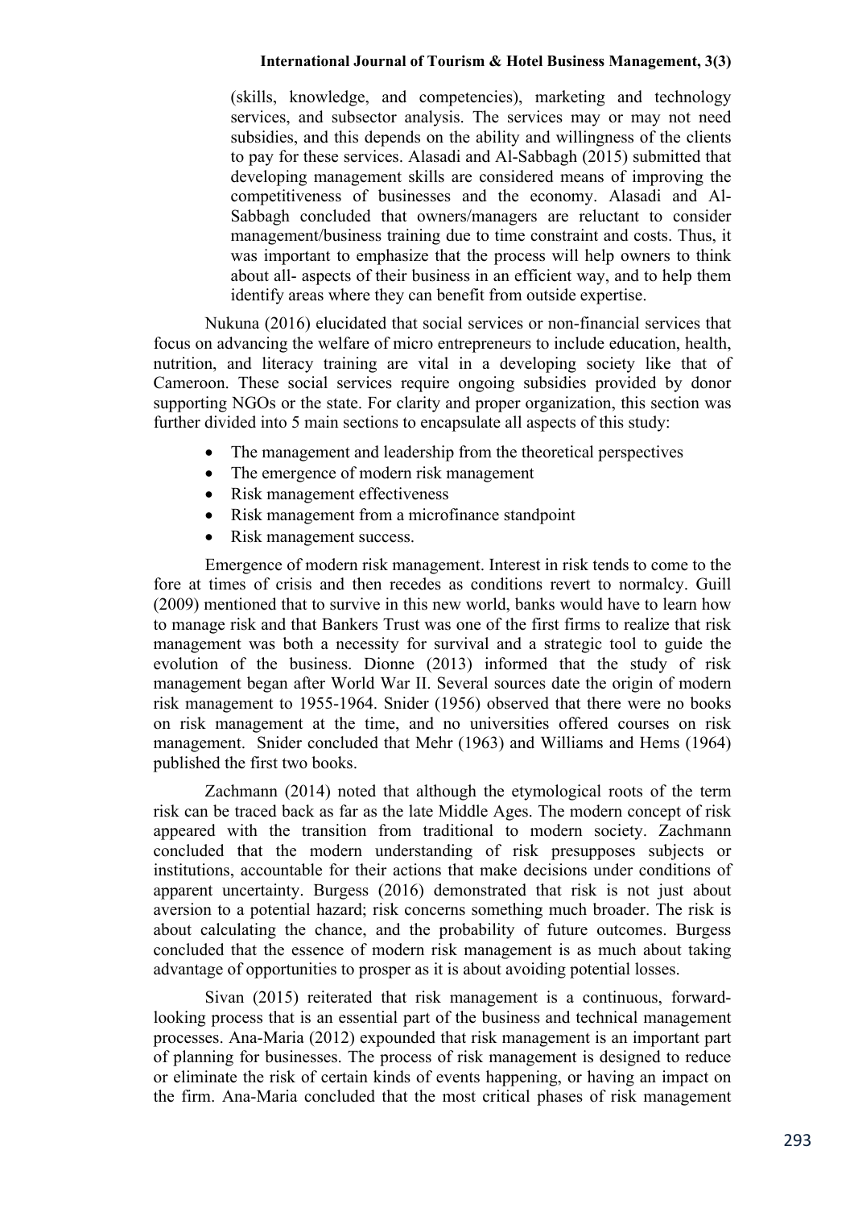(skills, knowledge, and competencies), marketing and technology services, and subsector analysis. The services may or may not need subsidies, and this depends on the ability and willingness of the clients to pay for these services. Alasadi and Al-Sabbagh (2015) submitted that developing management skills are considered means of improving the competitiveness of businesses and the economy. Alasadi and Al-Sabbagh concluded that owners/managers are reluctant to consider management/business training due to time constraint and costs. Thus, it was important to emphasize that the process will help owners to think about all- aspects of their business in an efficient way, and to help them identify areas where they can benefit from outside expertise.

Nukuna (2016) elucidated that social services or non-financial services that focus on advancing the welfare of micro entrepreneurs to include education, health, nutrition, and literacy training are vital in a developing society like that of Cameroon. These social services require ongoing subsidies provided by donor supporting NGOs or the state. For clarity and proper organization, this section was further divided into 5 main sections to encapsulate all aspects of this study:

- The management and leadership from the theoretical perspectives
- The emergence of modern risk management
- Risk management effectiveness
- Risk management from a microfinance standpoint
- Risk management success.

Emergence of modern risk management. Interest in risk tends to come to the fore at times of crisis and then recedes as conditions revert to normalcy. Guill (2009) mentioned that to survive in this new world, banks would have to learn how to manage risk and that Bankers Trust was one of the first firms to realize that risk management was both a necessity for survival and a strategic tool to guide the evolution of the business. Dionne (2013) informed that the study of risk management began after World War II. Several sources date the origin of modern risk management to 1955-1964. Snider (1956) observed that there were no books on risk management at the time, and no universities offered courses on risk management. Snider concluded that Mehr (1963) and Williams and Hems (1964) published the first two books.

Zachmann (2014) noted that although the etymological roots of the term risk can be traced back as far as the late Middle Ages. The modern concept of risk appeared with the transition from traditional to modern society. Zachmann concluded that the modern understanding of risk presupposes subjects or institutions, accountable for their actions that make decisions under conditions of apparent uncertainty. Burgess (2016) demonstrated that risk is not just about aversion to a potential hazard; risk concerns something much broader. The risk is about calculating the chance, and the probability of future outcomes. Burgess concluded that the essence of modern risk management is as much about taking advantage of opportunities to prosper as it is about avoiding potential losses.

Sivan (2015) reiterated that risk management is a continuous, forward-looking process that is an essential part of the business and technical management processes. Ana-Maria (2012) expounded that risk management is an important part of planning for businesses. The process of risk management is designed to reduce or eliminate the risk of certain kinds of events happening, or having an impact on the firm. Ana-Maria concluded that the most critical phases of risk management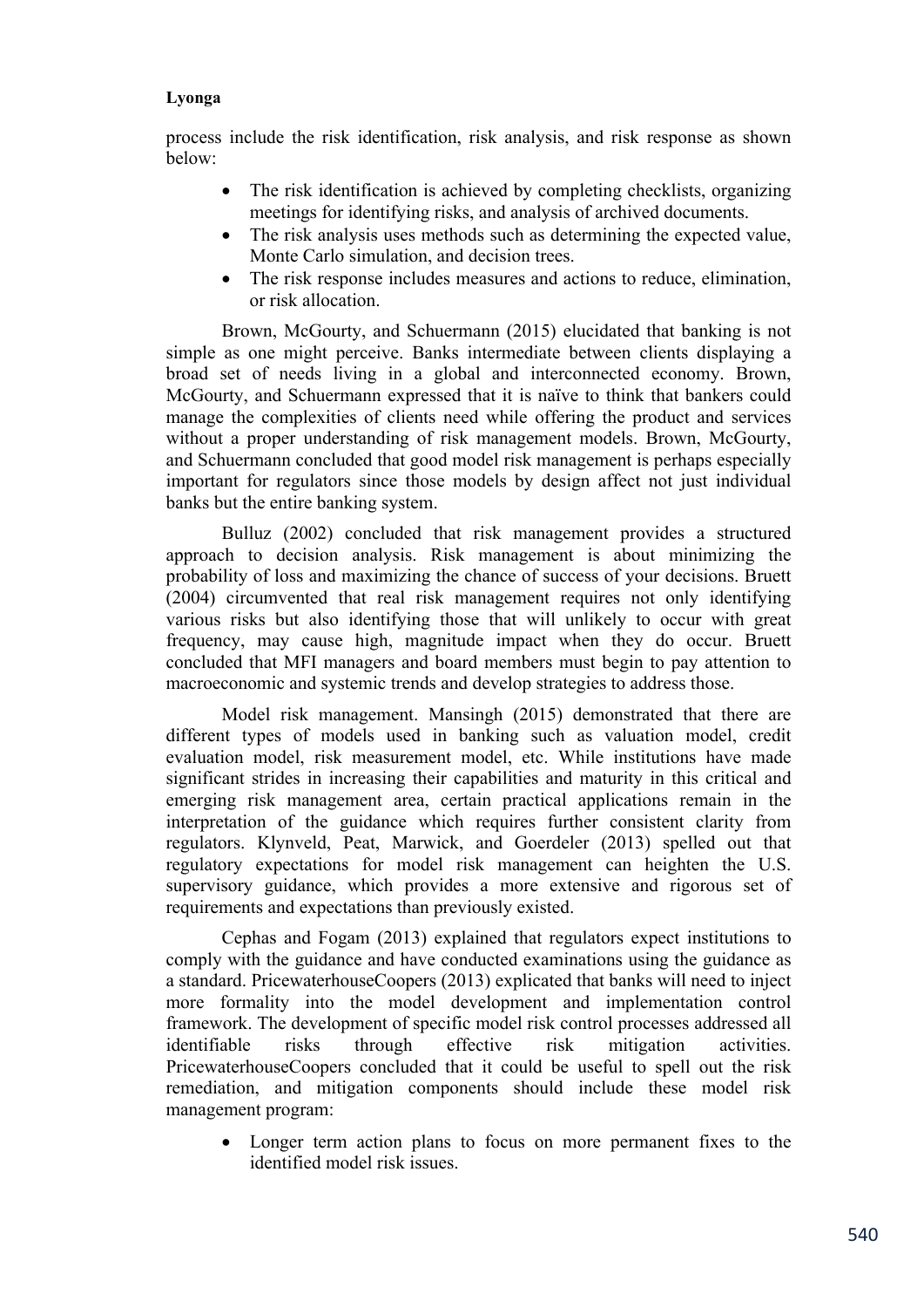process include the risk identification, risk analysis, and risk response as shown below:

- The risk identification is achieved by completing checklists, organizing meetings for identifying risks, and analysis of archived documents.
- The risk analysis uses methods such as determining the expected value, Monte Carlo simulation, and decision trees.
- The risk response includes measures and actions to reduce, elimination, or risk allocation.

Brown, McGourty, and Schuermann (2015) elucidated that banking is not simple as one might perceive. Banks intermediate between clients displaying a broad set of needs living in a global and interconnected economy. Brown, McGourty, and Schuermann expressed that it is naïve to think that bankers could manage the complexities of clients need while offering the product and services without a proper understanding of risk management models. Brown, McGourty, and Schuermann concluded that good model risk management is perhaps especially important for regulators since those models by design affect not just individual banks but the entire banking system.

Bulluz (2002) concluded that risk management provides a structured approach to decision analysis. Risk management is about minimizing the probability of loss and maximizing the chance of success of your decisions. Bruett (2004) circumvented that real risk management requires not only identifying various risks but also identifying those that will unlikely to occur with great frequency, may cause high, magnitude impact when they do occur. Bruett concluded that MFI managers and board members must begin to pay attention to macroeconomic and systemic trends and develop strategies to address those.

Model risk management. Mansingh (2015) demonstrated that there are different types of models used in banking such as valuation model, credit evaluation model, risk measurement model, etc. While institutions have made significant strides in increasing their capabilities and maturity in this critical and emerging risk management area, certain practical applications remain in the interpretation of the guidance which requires further consistent clarity from regulators. Klynveld, Peat, Marwick, and Goerdeler (2013) spelled out that regulatory expectations for model risk management can heighten the U.S. supervisory guidance, which provides a more extensive and rigorous set of requirements and expectations than previously existed.

Cephas and Fogam (2013) explained that regulators expect institutions to comply with the guidance and have conducted examinations using the guidance as a standard. PricewaterhouseCoopers (2013) explicated that banks will need to inject more formality into the model development and implementation control framework. The development of specific model risk control processes addressed all identifiable risks through effective risk mitigation activities. PricewaterhouseCoopers concluded that it could be useful to spell out the risk remediation, and mitigation components should include these model risk management program:

- Longer term action plans to focus on more permanent fixes to the identified model risk issues.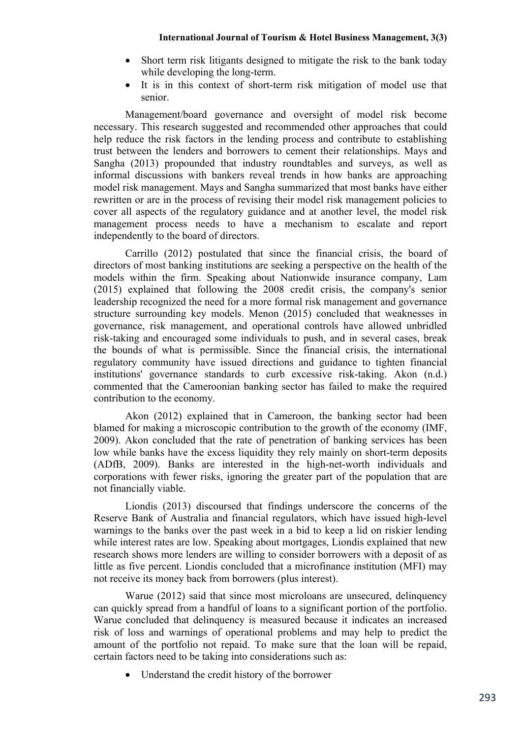- Short term risk litigants designed to mitigate the risk to the bank today while developing the long-term.
- It is in this context of short-term risk mitigation of model use that senior.

Management/board governance and oversight of model risk become necessary. This research suggested and recommended other approaches that could help reduce the risk factors in the lending process and contribute to establishing trust between the lenders and borrowers to cement their relationships. Mays and Sangha (2013) propounded that industry roundtables and surveys, as well as informal discussions with bankers reveal trends in how banks are approaching model risk management. Mays and Sangha summarized that most banks have either rewritten or are in the process of revising their model risk management policies to cover all aspects of the regulatory guidance and at another level, the model risk management process needs to have a mechanism to escalate and report independently to the board of directors.

Carrillo (2012) postulated that since the financial crisis, the board of directors of most banking institutions are seeking a perspective on the health of the models within the firm. Speaking about Nationwide insurance company, Lam (2015) explained that following the 2008 credit crisis, the company's senior leadership recognized the need for a more formal risk management and governance structure surrounding key models. Menon (2015) concluded that weaknesses in governance, risk management, and operational controls have allowed unbridled risk-taking and encouraged some individuals to push, and in several cases, break the bounds of what is permissible. Since the financial crisis, the international regulatory community have issued directions and guidance to tighten financial institutions' governance standards to curb excessive risk-taking. Akon (n.d.) commented that the Cameroonian banking sector has failed to make the required contribution to the economy.

Akon (2012) explained that in Cameroon, the banking sector had been blamed for making a microscopic contribution to the growth of the economy (IMF, 2009). Akon concluded that the rate of penetration of banking services has been low while banks have the excess liquidity they rely mainly on short-term deposits (ADfB, 2009). Banks are interested in the high-net-worth individuals and corporations with fewer risks, ignoring the greater part of the population that are not financially viable.

Liondis (2013) discoursed that findings underscore the concerns of the Reserve Bank of Australia and financial regulators, which have issued high-level warnings to the banks over the past week in a bid to keep a lid on riskier lending while interest rates are low. Speaking about mortgages, Liondis explained that new research shows more lenders are willing to consider borrowers with a deposit of as little as five percent. Liondis concluded that a microfinance institution (MFI) may not receive its money back from borrowers (plus interest).

Warue (2012) said that since most microloans are unsecured, delinquency can quickly spread from a handful of loans to a significant portion of the portfolio. Warue concluded that delinquency is measured because it indicates an increased risk of loss and warnings of operational problems and may help to predict the amount of the portfolio not repaid. To make sure that the loan will be repaid, certain factors need to be taking into considerations such as:

- Understand the credit history of the borrower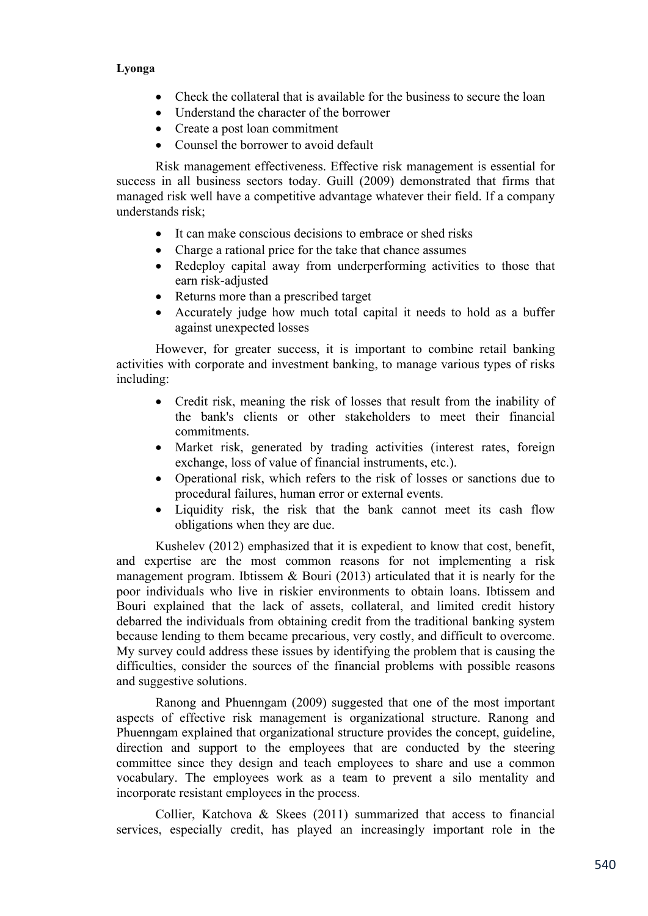- Check the collateral that is available for the business to secure the loan
- Understand the character of the borrower
- Create a post loan commitment
- Counsel the borrower to avoid default

Risk management effectiveness. Effective risk management is essential for success in all business sectors today. Guill (2009) demonstrated that firms that managed risk well have a competitive advantage whatever their field. If a company understands risk;

- It can make conscious decisions to embrace or shed risks
- Charge a rational price for the take that chance assumes
- Redeploy capital away from underperforming activities to those that earn risk-adjusted
- Returns more than a prescribed target
- Accurately judge how much total capital it needs to hold as a buffer against unexpected losses

However, for greater success, it is important to combine retail banking activities with corporate and investment banking, to manage various types of risks including:

- Credit risk, meaning the risk of losses that result from the inability of the bank's clients or other stakeholders to meet their financial commitments.
- Market risk, generated by trading activities (interest rates, foreign exchange, loss of value of financial instruments, etc.).
- Operational risk, which refers to the risk of losses or sanctions due to procedural failures, human error or external events.
- Liquidity risk, the risk that the bank cannot meet its cash flow obligations when they are due.

Kushelev (2012) emphasized that it is expedient to know that cost, benefit, and expertise are the most common reasons for not implementing a risk management program. Ibtissem & Bouri (2013) articulated that it is nearly for the poor individuals who live in riskier environments to obtain loans. Ibtissem and Bouri explained that the lack of assets, collateral, and limited credit history debarred the individuals from obtaining credit from the traditional banking system because lending to them became precarious, very costly, and difficult to overcome. My survey could address these issues by identifying the problem that is causing the difficulties, consider the sources of the financial problems with possible reasons and suggestive solutions.

Ranong and Phuenngam (2009) suggested that one of the most important aspects of effective risk management is organizational structure. Ranong and Phuenngam explained that organizational structure provides the concept, guideline, direction and support to the employees that are conducted by the steering committee since they design and teach employees to share and use a common vocabulary. The employees work as a team to prevent a silo mentality and incorporate resistant employees in the process.

Collier, Katchova & Skees (2011) summarized that access to financial services, especially credit, has played an increasingly important role in the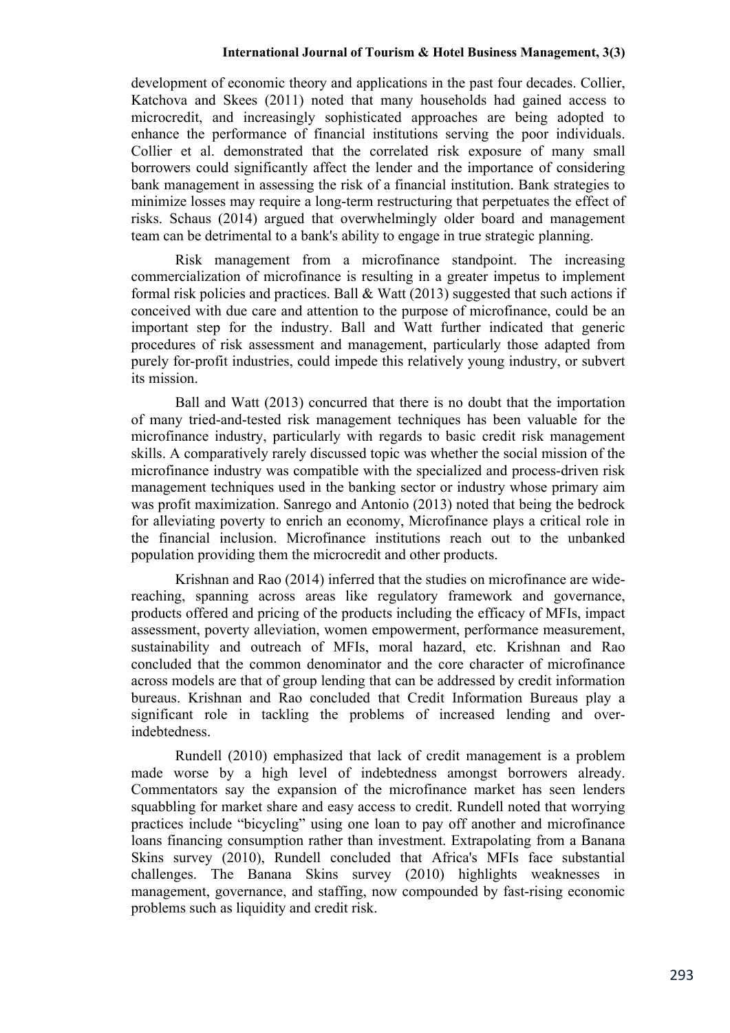development of economic theory and applications in the past four decades. Collier, Katchova and Skees (2011) noted that many households had gained access to microcredit, and increasingly sophisticated approaches are being adopted to enhance the performance of financial institutions serving the poor individuals. Collier et al. demonstrated that the correlated risk exposure of many small borrowers could significantly affect the lender and the importance of considering bank management in assessing the risk of a financial institution. Bank strategies to minimize losses may require a long-term restructuring that perpetuates the effect of risks. Schaus (2014) argued that overwhelmingly older board and management team can be detrimental to a bank's ability to engage in true strategic planning.

Risk management from a microfinance standpoint. The increasing commercialization of microfinance is resulting in a greater impetus to implement formal risk policies and practices. Ball & Watt (2013) suggested that such actions if conceived with due care and attention to the purpose of microfinance, could be an important step for the industry. Ball and Watt further indicated that generic procedures of risk assessment and management, particularly those adapted from purely for-profit industries, could impede this relatively young industry, or subvert its mission.

Ball and Watt (2013) concurred that there is no doubt that the importation of many tried-and-tested risk management techniques has been valuable for the microfinance industry, particularly with regards to basic credit risk management skills. A comparatively rarely discussed topic was whether the social mission of the microfinance industry was compatible with the specialized and process-driven risk management techniques used in the banking sector or industry whose primary aim was profit maximization. Sanrego and Antonio (2013) noted that being the bedrock for alleviating poverty to enrich an economy, Microfinance plays a critical role in the financial inclusion. Microfinance institutions reach out to the unbanked population providing them the microcredit and other products.

Krishnan and Rao (2014) inferred that the studies on microfinance are wide-reaching, spanning across areas like regulatory framework and governance, products offered and pricing of the products including the efficacy of MFIs, impact assessment, poverty alleviation, women empowerment, performance measurement, sustainability and outreach of MFIs, moral hazard, etc. Krishnan and Rao concluded that the common denominator and the core character of microfinance across models are that of group lending that can be addressed by credit information bureaus. Krishnan and Rao concluded that Credit Information Bureaus play a significant role in tackling the problems of increased lending and over-indebtedness.

Rundell (2010) emphasized that lack of credit management is a problem made worse by a high level of indebtedness amongst borrowers already. Commentators say the expansion of the microfinance market has seen lenders squabbling for market share and easy access to credit. Rundell noted that worrying practices include "bicycling" using one loan to pay off another and microfinance loans financing consumption rather than investment. Extrapolating from a Banana Skins survey (2010), Rundell concluded that Africa's MFIs face substantial challenges. The Banana Skins survey (2010) highlights weaknesses in management, governance, and staffing, now compounded by fast-rising economic problems such as liquidity and credit risk.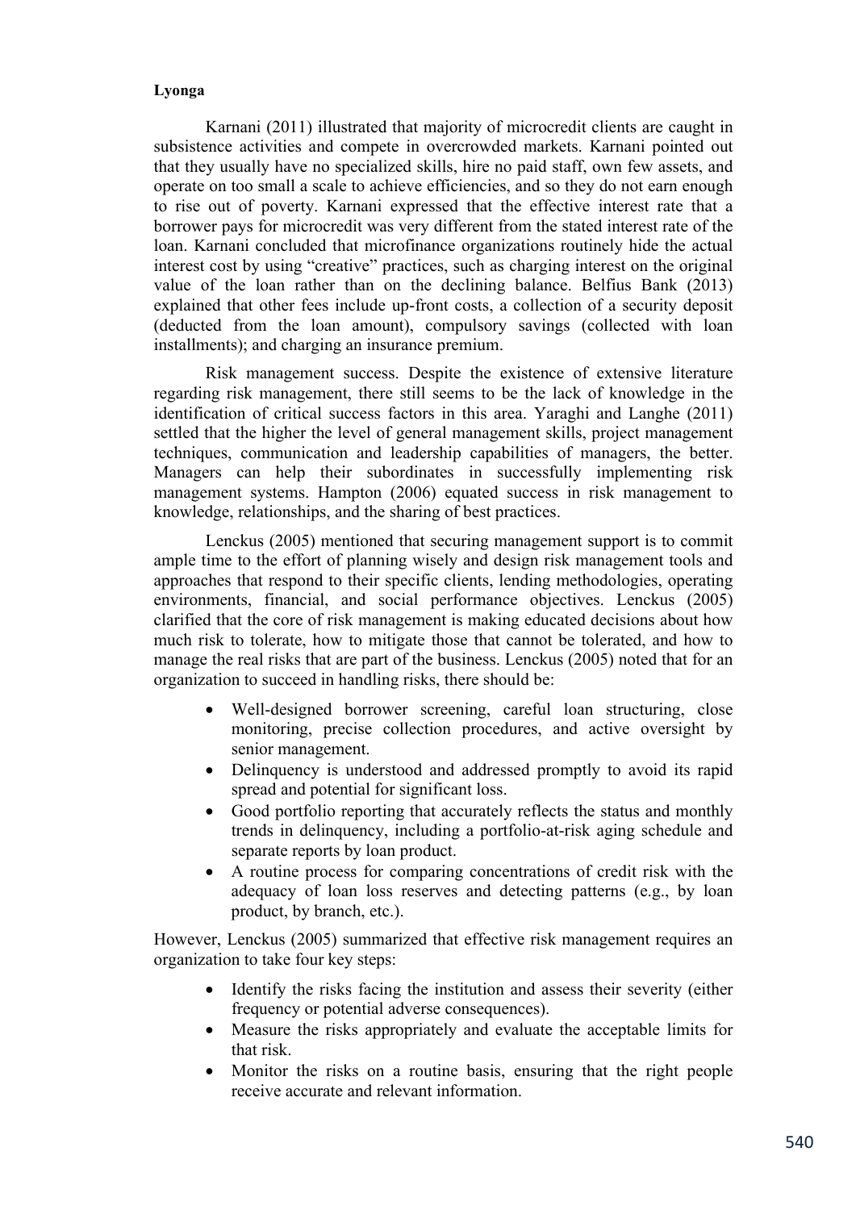Karnani (2011) illustrated that majority of microcredit clients are caught in subsistence activities and compete in overcrowded markets. Karnani pointed out that they usually have no specialized skills, hire no paid staff, own few assets, and operate on too small a scale to achieve efficiencies, and so they do not earn enough to rise out of poverty. Karnani expressed that the effective interest rate that a borrower pays for microcredit was very different from the stated interest rate of the loan. Karnani concluded that microfinance organizations routinely hide the actual interest cost by using "creative" practices, such as charging interest on the original value of the loan rather than on the declining balance. Belfius Bank (2013) explained that other fees include up-front costs, a collection of a security deposit (deducted from the loan amount), compulsory savings (collected with loan installments); and charging an insurance premium.

Risk management success. Despite the existence of extensive literature regarding risk management, there still seems to be the lack of knowledge in the identification of critical success factors in this area. Yaraghi and Langhe (2011) settled that the higher the level of general management skills, project management techniques, communication and leadership capabilities of managers, the better. Managers can help their subordinates in successfully implementing risk management systems. Hampton (2006) equated success in risk management to knowledge, relationships, and the sharing of best practices.

Lenckus (2005) mentioned that securing management support is to commit ample time to the effort of planning wisely and design risk management tools and approaches that respond to their specific clients, lending methodologies, operating environments, financial, and social performance objectives. Lenckus (2005) clarified that the core of risk management is making educated decisions about how much risk to tolerate, how to mitigate those that cannot be tolerated, and how to manage the real risks that are part of the business. Lenckus (2005) noted that for an organization to succeed in handling risks, there should be:

- Well-designed borrower screening, careful loan structuring, close monitoring, precise collection procedures, and active oversight by senior management.
- Delinquency is understood and addressed promptly to avoid its rapid spread and potential for significant loss.
- Good portfolio reporting that accurately reflects the status and monthly trends in delinquency, including a portfolio-at-risk aging schedule and separate reports by loan product.
- A routine process for comparing concentrations of credit risk with the adequacy of loan loss reserves and detecting patterns (e.g., by loan product, by branch, etc.).

However, Lenckus (2005) summarized that effective risk management requires an organization to take four key steps:

- Identify the risks facing the institution and assess their severity (either frequency or potential adverse consequences).
- Measure the risks appropriately and evaluate the acceptable limits for that risk.
- Monitor the risks on a routine basis, ensuring that the right people receive accurate and relevant information.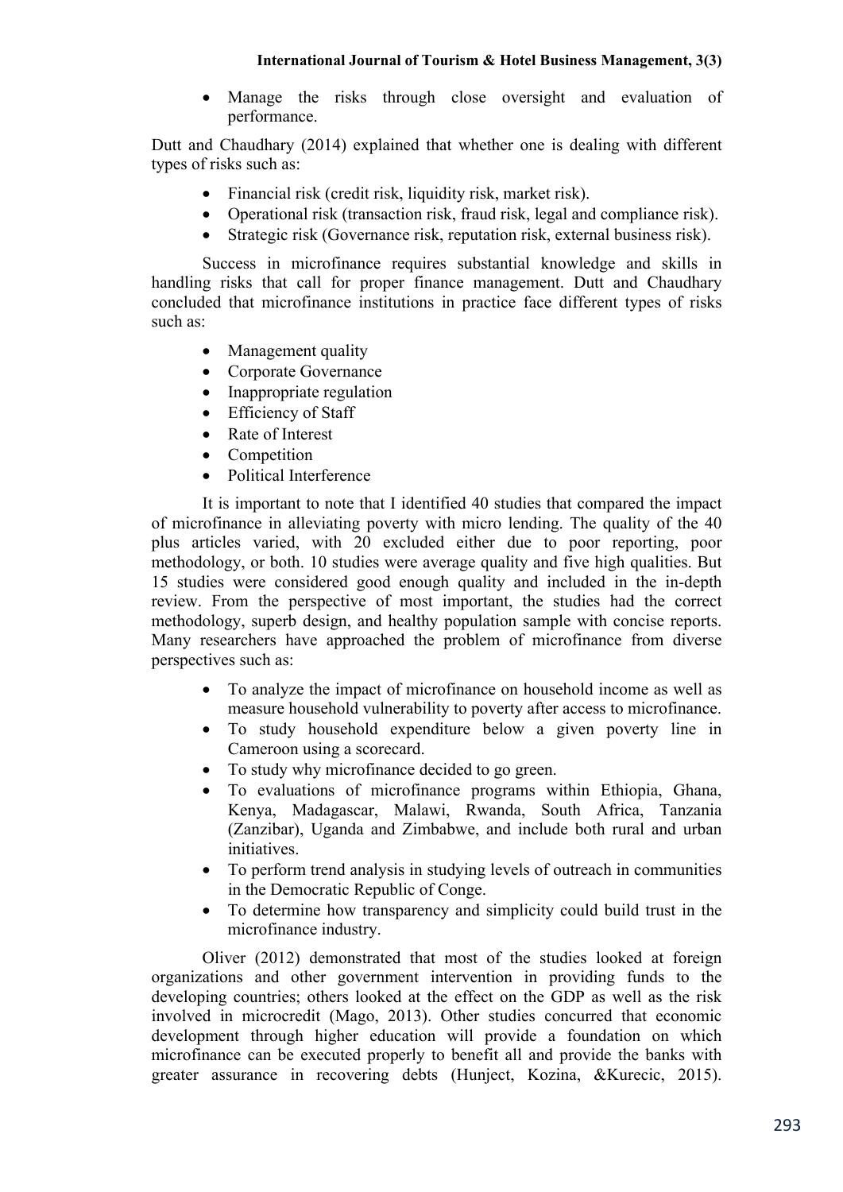- Manage the risks through close oversight and evaluation of performance.

Dutt and Chaudhary (2014) explained that whether one is dealing with different types of risks such as:

- Financial risk (credit risk, liquidity risk, market risk).
- Operational risk (transaction risk, fraud risk, legal and compliance risk).
- Strategic risk (Governance risk, reputation risk, external business risk).

Success in microfinance requires substantial knowledge and skills in handling risks that call for proper finance management. Dutt and Chaudhary concluded that microfinance institutions in practice face different types of risks such as:

- Management quality
- Corporate Governance
- Inappropriate regulation
- Efficiency of Staff
- Rate of Interest
- Competition
- Political Interference

It is important to note that I identified 40 studies that compared the impact of microfinance in alleviating poverty with micro lending. The quality of the 40 plus articles varied, with 20 excluded either due to poor reporting, poor methodology, or both. 10 studies were average quality and five high qualities. But 15 studies were considered good enough quality and included in the in-depth review. From the perspective of most important, the studies had the correct methodology, superb design, and healthy population sample with concise reports. Many researchers have approached the problem of microfinance from diverse perspectives such as:

- To analyze the impact of microfinance on household income as well as measure household vulnerability to poverty after access to microfinance.
- To study household expenditure below a given poverty line in Cameroon using a scorecard.
- To study why microfinance decided to go green.
- To evaluations of microfinance programs within Ethiopia, Ghana, Kenya, Madagascar, Malawi, Rwanda, South Africa, Tanzania (Zanzibar), Uganda and Zimbabwe, and include both rural and urban initiatives.
- To perform trend analysis in studying levels of outreach in communities in the Democratic Republic of Conge.
- To determine how transparency and simplicity could build trust in the microfinance industry.

Oliver (2012) demonstrated that most of the studies looked at foreign organizations and other government intervention in providing funds to the developing countries; others looked at the effect on the GDP as well as the risk involved in microcredit (Mago, 2013). Other studies concurred that economic development through higher education will provide a foundation on which microfinance can be executed properly to benefit all and provide the banks with greater assurance in recovering debts (Hunject, Kozina, &Kurecic, 2015).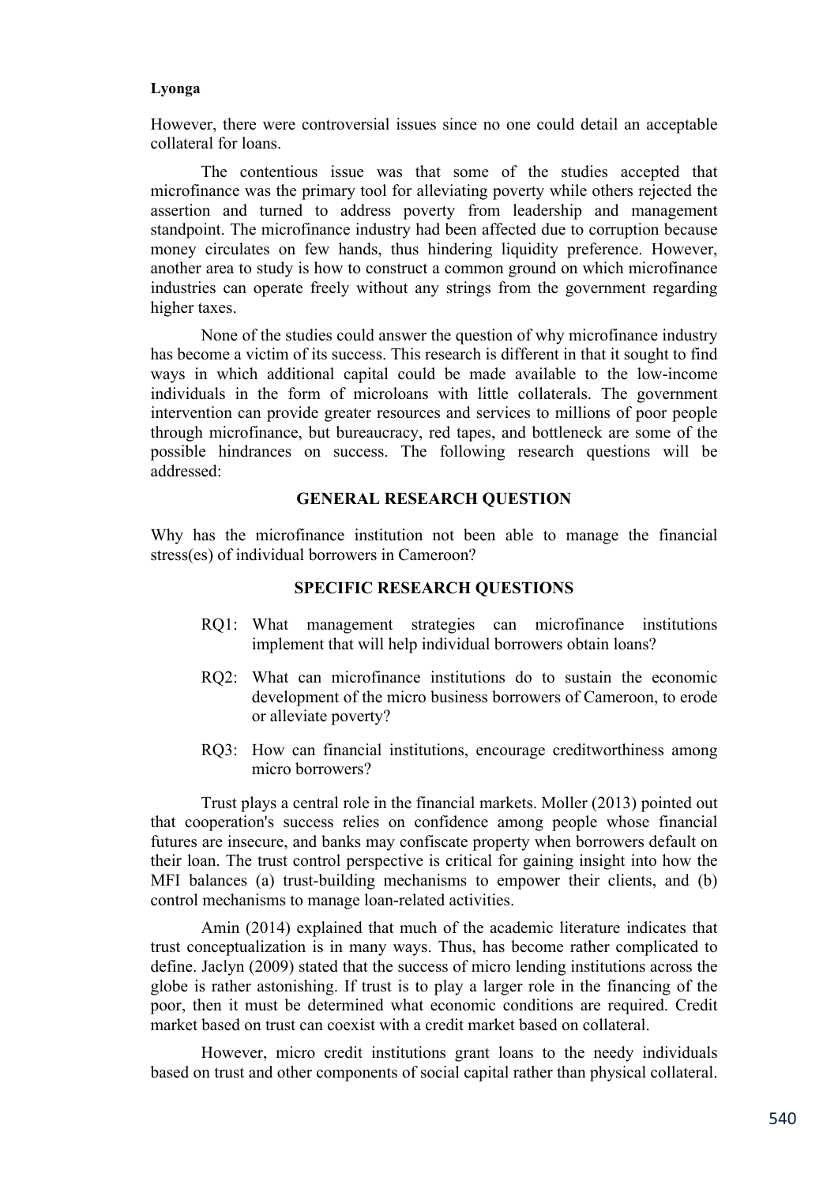However, there were controversial issues since no one could detail an acceptable collateral for loans.

The contentious issue was that some of the studies accepted that microfinance was the primary tool for alleviating poverty while others rejected the assertion and turned to address poverty from leadership and management standpoint. The microfinance industry had been affected due to corruption because money circulates on few hands, thus hindering liquidity preference. However, another area to study is how to construct a common ground on which microfinance industries can operate freely without any strings from the government regarding higher taxes.

None of the studies could answer the question of why microfinance industry has become a victim of its success. This research is different in that it sought to find ways in which additional capital could be made available to the low-income individuals in the form of microloans with little collaterals. The government intervention can provide greater resources and services to millions of poor people through microfinance, but bureaucracy, red tapes, and bottleneck are some of the possible hindrances on success. The following research questions will be addressed:

## GENERAL RESEARCH QUESTION

Why has the microfinance institution not been able to manage the financial stress(es) of individual borrowers in Cameroon?

## SPECIFIC RESEARCH QUESTIONS

RQ1: What management strategies can microfinance institutions implement that will help individual borrowers obtain loans?

RQ2: What can microfinance institutions do to sustain the economic development of the micro business borrowers of Cameroon, to erode or alleviate poverty?

RQ3: How can financial institutions, encourage creditworthiness among micro borrowers?

Trust plays a central role in the financial markets. Moller (2013) pointed out that cooperation's success relies on confidence among people whose financial futures are insecure, and banks may confiscate property when borrowers default on their loan. The trust control perspective is critical for gaining insight into how the MFI balances (a) trust-building mechanisms to empower their clients, and (b) control mechanisms to manage loan-related activities.

Amin (2014) explained that much of the academic literature indicates that trust conceptualization is in many ways. Thus, has become rather complicated to define. Jaclyn (2009) stated that the success of micro lending institutions across the globe is rather astonishing. If trust is to play a larger role in the financing of the poor, then it must be determined what economic conditions are required. Credit market based on trust can coexist with a credit market based on collateral.

However, micro credit institutions grant loans to the needy individuals based on trust and other components of social capital rather than physical collateral.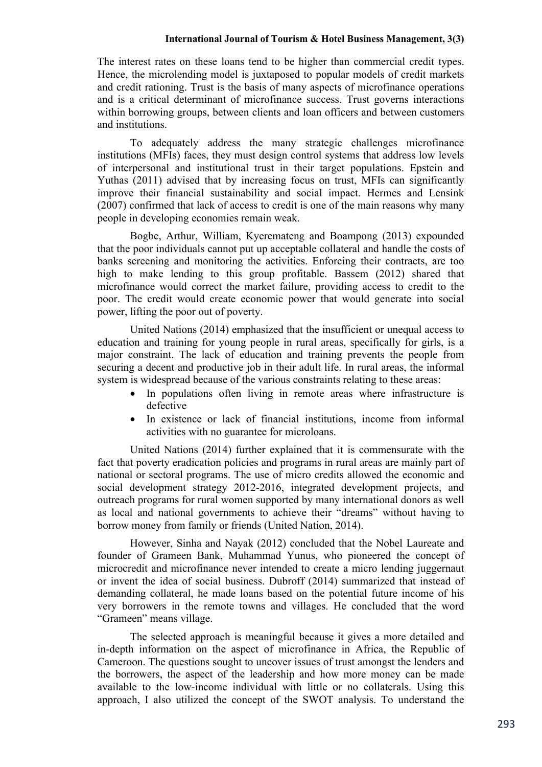The interest rates on these loans tend to be higher than commercial credit types. Hence, the microlending model is juxtaposed to popular models of credit markets and credit rationing. Trust is the basis of many aspects of microfinance operations and is a critical determinant of microfinance success. Trust governs interactions within borrowing groups, between clients and loan officers and between customers and institutions.

To adequately address the many strategic challenges microfinance institutions (MFIs) faces, they must design control systems that address low levels of interpersonal and institutional trust in their target populations. Epstein and Yuthas (2011) advised that by increasing focus on trust, MFIs can significantly improve their financial sustainability and social impact. Hermes and Lensink (2007) confirmed that lack of access to credit is one of the main reasons why many people in developing economies remain weak.

Bogbe, Arthur, William, Kyeremateng and Boampong (2013) expounded that the poor individuals cannot put up acceptable collateral and handle the costs of banks screening and monitoring the activities. Enforcing their contracts, are too high to make lending to this group profitable. Bassem (2012) shared that microfinance would correct the market failure, providing access to credit to the poor. The credit would create economic power that would generate into social power, lifting the poor out of poverty.

United Nations (2014) emphasized that the insufficient or unequal access to education and training for young people in rural areas, specifically for girls, is a major constraint. The lack of education and training prevents the people from securing a decent and productive job in their adult life. In rural areas, the informal system is widespread because of the various constraints relating to these areas:

- In populations often living in remote areas where infrastructure is defective
- In existence or lack of financial institutions, income from informal activities with no guarantee for microloans.

United Nations (2014) further explained that it is commensurate with the fact that poverty eradication policies and programs in rural areas are mainly part of national or sectoral programs. The use of micro credits allowed the economic and social development strategy 2012-2016, integrated development projects, and outreach programs for rural women supported by many international donors as well as local and national governments to achieve their "dreams" without having to borrow money from family or friends (United Nation, 2014).

However, Sinha and Nayak (2012) concluded that the Nobel Laureate and founder of Grameen Bank, Muhammad Yunus, who pioneered the concept of microcredit and microfinance never intended to create a micro lending juggernaut or invent the idea of social business. Dubroff (2014) summarized that instead of demanding collateral, he made loans based on the potential future income of his very borrowers in the remote towns and villages. He concluded that the word "Grameen" means village.

The selected approach is meaningful because it gives a more detailed and in-depth information on the aspect of microfinance in Africa, the Republic of Cameroon. The questions sought to uncover issues of trust amongst the lenders and the borrowers, the aspect of the leadership and how more money can be made available to the low-income individual with little or no collaterals. Using this approach, I also utilized the concept of the SWOT analysis. To understand the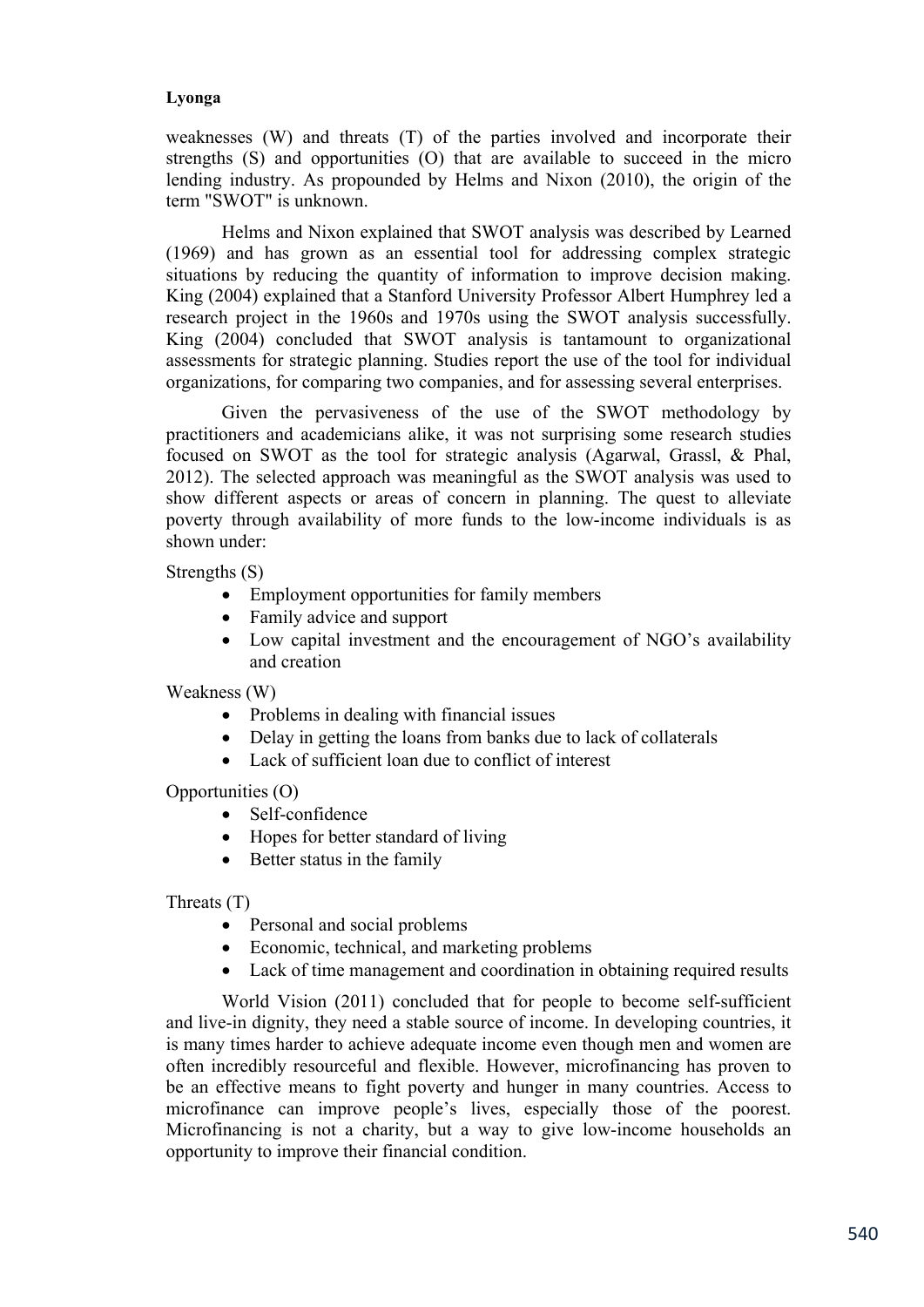weaknesses (W) and threats (T) of the parties involved and incorporate their strengths (S) and opportunities (O) that are available to succeed in the micro lending industry. As propounded by Helms and Nixon (2010), the origin of the term "SWOT" is unknown.

Helms and Nixon explained that SWOT analysis was described by Learned (1969) and has grown as an essential tool for addressing complex strategic situations by reducing the quantity of information to improve decision making. King (2004) explained that a Stanford University Professor Albert Humphrey led a research project in the 1960s and 1970s using the SWOT analysis successfully. King (2004) concluded that SWOT analysis is tantamount to organizational assessments for strategic planning. Studies report the use of the tool for individual organizations, for comparing two companies, and for assessing several enterprises.

Given the pervasiveness of the use of the SWOT methodology by practitioners and academicians alike, it was not surprising some research studies focused on SWOT as the tool for strategic analysis (Agarwal, Grassl, & Phal, 2012). The selected approach was meaningful as the SWOT analysis was used to show different aspects or areas of concern in planning. The quest to alleviate poverty through availability of more funds to the low-income individuals is as shown under:

Strengths (S)

- Employment opportunities for family members
- Family advice and support
- Low capital investment and the encouragement of NGO's availability and creation

Weakness (W)

- Problems in dealing with financial issues
- Delay in getting the loans from banks due to lack of collaterals
- Lack of sufficient loan due to conflict of interest

Opportunities (O)

- Self-confidence
- Hopes for better standard of living
- Better status in the family

Threats (T)

- Personal and social problems
- Economic, technical, and marketing problems
- Lack of time management and coordination in obtaining required results

World Vision (2011) concluded that for people to become self-sufficient and live-in dignity, they need a stable source of income. In developing countries, it is many times harder to achieve adequate income even though men and women are often incredibly resourceful and flexible. However, microfinancing has proven to be an effective means to fight poverty and hunger in many countries. Access to microfinance can improve people's lives, especially those of the poorest. Microfinancing is not a charity, but a way to give low-income households an opportunity to improve their financial condition.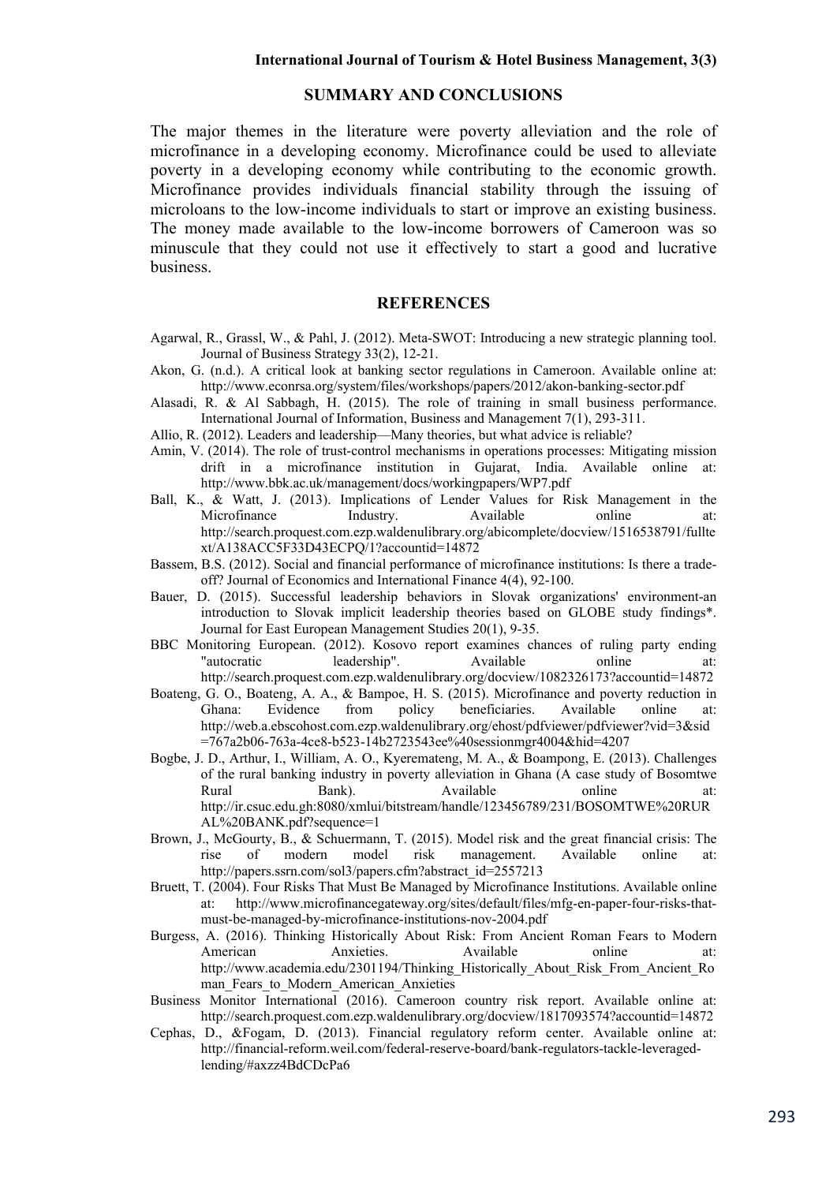## SUMMARY AND CONCLUSIONS

The major themes in the literature were poverty alleviation and the role of microfinance in a developing economy. Microfinance could be used to alleviate poverty in a developing economy while contributing to the economic growth. Microfinance provides individuals financial stability through the issuing of microloans to the low-income individuals to start or improve an existing business. The money made available to the low-income borrowers of Cameroon was so minuscule that they could not use it effectively to start a good and lucrative business.

## REFERENCES

Agarwal, R., Grassl, W., & Pahl, J. (2012). Meta-SWOT: Introducing a new strategic planning tool. Journal of Business Strategy 33(2), 12-21.

Akon, G. (n.d.). A critical look at banking sector regulations in Cameroon. Available online at: http://www.econrsa.org/system/files/workshops/papers/2012/akon-banking-sector.pdf

Alasadi, R. & Al Sabbagh, H. (2015). The role of training in small business performance. International Journal of Information, Business and Management 7(1), 293-311.

Allio, R. (2012). Leaders and leadership—Many theories, but what advice is reliable?

Amin, V. (2014). The role of trust-control mechanisms in operations processes: Mitigating mission drift in a microfinance institution in Gujarat, India. Available online at: http://www.bbk.ac.uk/management/docs/workingpapers/WP7.pdf

Ball, K., & Watt, J. (2013). Implications of Lender Values for Risk Management in the Microfinance Industry. Available online at: http://search.proquest.com.ezp.waldenulibrary.org/abicomplete/docview/1516538791/fulltext/A138ACC5F33D43ECPQ/1?accountid=14872

Bassem, B.S. (2012). Social and financial performance of microfinance institutions: Is there a trade-off? Journal of Economics and International Finance 4(4), 92-100.

Bauer, D. (2015). Successful leadership behaviors in Slovak organizations' environment-an introduction to Slovak implicit leadership theories based on GLOBE study findings*. Journal for East European Management Studies 20(1), 9-35.

BBC Monitoring European. (2012). Kosovo report examines chances of ruling party ending "autocratic leadership". Available online at: http://search.proquest.com.ezp.waldenulibrary.org/docview/1082326173?accountid=14872

Boateng, G. O., Boateng, A. A., & Bampoe, H. S. (2015). Microfinance and poverty reduction in Ghana: Evidence from policy beneficiaries. Available online at: http://web.a.ebscohost.com.ezp.waldenulibrary.org/ehost/pdfviewer/pdfviewer?vid=3&sid=767a2b06-763a-4ce8-b523-14b2723543ee%40sessionmgr4004&hid=4207

Bogbe, J. D., Arthur, I., William, A. O., Kyeremateng, M. A., & Boampong, E. (2013). Challenges of the rural banking industry in poverty alleviation in Ghana (A case study of Bosomtwe Rural Bank). Available online at: http://ir.csuc.edu.gh:8080/xmlui/bitstream/handle/123456789/231/BOSOMTWE%20RURAL%20BANK.pdf?sequence=1

Brown, J., McGourty, B., & Schuermann, T. (2015). Model risk and the great financial crisis: The rise of modern model risk management. Available online at: http://papers.ssrn.com/sol3/papers.cfm?abstract_id=2557213

Bruett, T. (2004). Four Risks That Must Be Managed by Microfinance Institutions. Available online at: http://www.microfinancegateway.org/sites/default/files/mfg-en-paper-four-risks-that-must-be-managed-by-microfinance-institutions-nov-2004.pdf

Burgess, A. (2016). Thinking Historically About Risk: From Ancient Roman Fears to Modern American Anxieties. Available online at: http://www.academia.edu/2301194/Thinking_Historically_About_Risk_From_Ancient_Roman_Fears_to_Modern_American_Anxieties

Business Monitor International (2016). Cameroon country risk report. Available online at: http://search.proquest.com.ezp.waldenulibrary.org/docview/1817093574?accountid=14872

Cephas, D., &Fogam, D. (2013). Financial regulatory reform center. Available online at: http://financial-reform.weil.com/federal-reserve-board/bank-regulators-tackle-leveraged-lending/#axzz4BdCDcPa6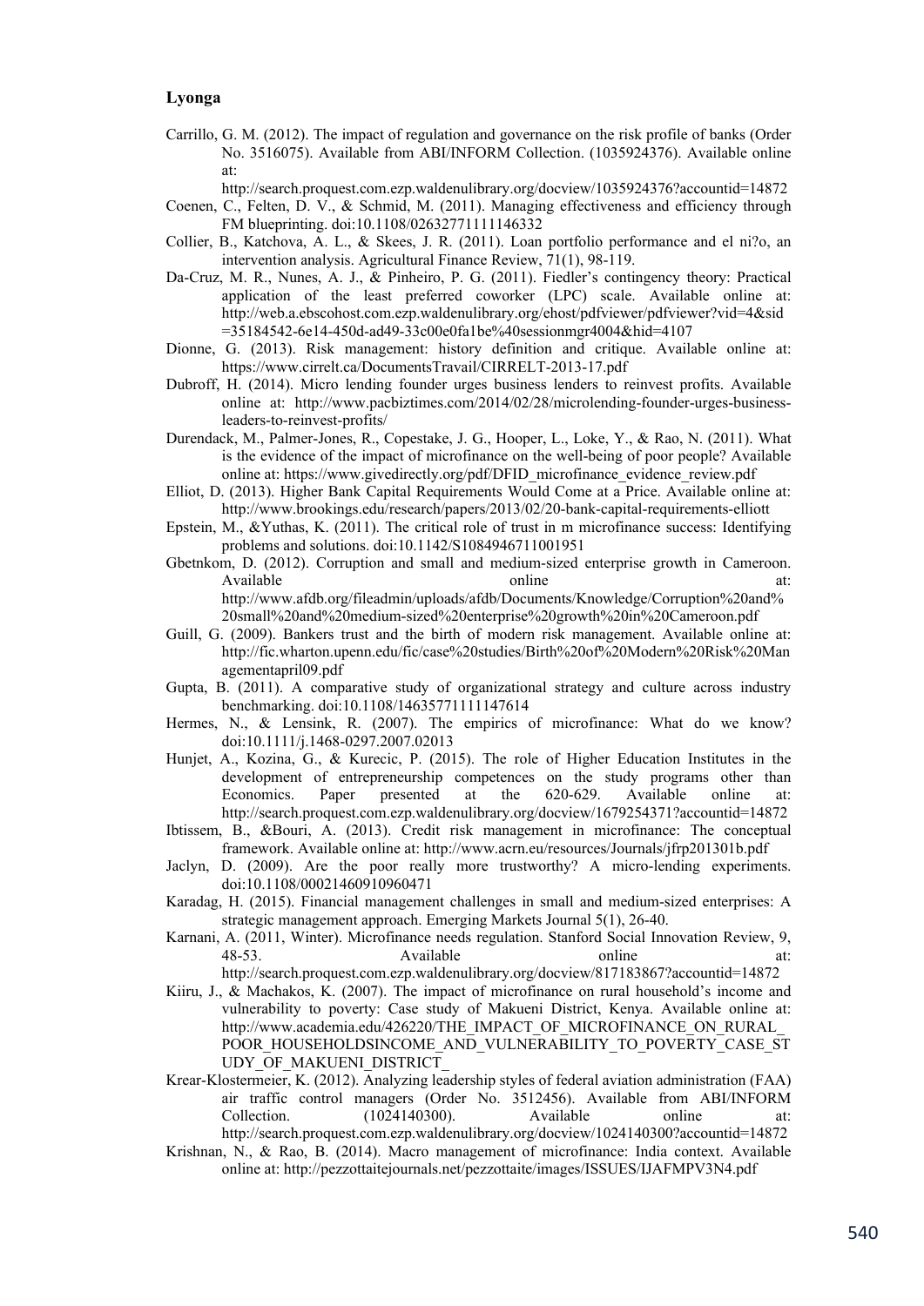Carrillo, G. M. (2012). The impact of regulation and governance on the risk profile of banks (Order No. 3516075). Available from ABI/INFORM Collection. (1035924376). Available online at: http://search.proquest.com.ezp.waldenulibrary.org/docview/1035924376?accountid=14872

Coenen, C., Felten, D. V., & Schmid, M. (2011). Managing effectiveness and efficiency through FM blueprinting. doi:10.1108/02632771111146332

Collier, B., Katchova, A. L., & Skees, J. R. (2011). Loan portfolio performance and el ni?o, an intervention analysis. Agricultural Finance Review, 71(1), 98-119.

Da-Cruz, M. R., Nunes, A. J., & Pinheiro, P. G. (2011). Fiedler's contingency theory: Practical application of the least preferred coworker (LPC) scale. Available online at: http://web.a.ebscohost.com.ezp.waldenulibrary.org/ehost/pdfviewer/pdfviewer?vid=4&sid=35184542-6e14-450d-ad49-33c00e0fa1be%40sessionmgr4004&hid=4107

Dionne, G. (2013). Risk management: history definition and critique. Available online at: https://www.cirrelt.ca/DocumentsTravail/CIRRELT-2013-17.pdf

Dubroff, H. (2014). Micro lending founder urges business lenders to reinvest profits. Available online at: http://www.pacbiztimes.com/2014/02/28/microlending-founder-urges-business-leaders-to-reinvest-profits/

Durendack, M., Palmer-Jones, R., Copestake, J. G., Hooper, L., Loke, Y., & Rao, N. (2011). What is the evidence of the impact of microfinance on the well-being of poor people? Available online at: https://www.givedirectly.org/pdf/DFID_microfinance_evidence_review.pdf

Elliot, D. (2013). Higher Bank Capital Requirements Would Come at a Price. Available online at: http://www.brookings.edu/research/papers/2013/02/20-bank-capital-requirements-elliott

Epstein, M., &Yuthas, K. (2011). The critical role of trust in m microfinance success: Identifying problems and solutions. doi:10.1142/S1084946711001951

Gbetnkom, D. (2012). Corruption and small and medium-sized enterprise growth in Cameroon. Available online at: http://www.afdb.org/fileadmin/uploads/afdb/Documents/Knowledge/Corruption%20and%20small%20and%20medium-sized%20enterprise%20growth%20in%20Cameroon.pdf

Guill, G. (2009). Bankers trust and the birth of modern risk management. Available online at: http://fic.wharton.upenn.edu/fic/case%20studies/Birth%20of%20Modern%20Risk%20Managementapril09.pdf

Gupta, B. (2011). A comparative study of organizational strategy and culture across industry benchmarking. doi:10.1108/14635771111147614

Hermes, N., & Lensink, R. (2007). The empirics of microfinance: What do we know? doi:10.1111/j.1468-0297.2007.02013

Hunjet, A., Kozina, G., & Kurecic, P. (2015). The role of Higher Education Institutes in the development of entrepreneurship competences on the study programs other than Economics. Paper presented at the 620-629. Available online at: http://search.proquest.com.ezp.waldenulibrary.org/docview/1679254371?accountid=14872

Ibtissem, B., &Bouri, A. (2013). Credit risk management in microfinance: The conceptual framework. Available online at: http://www.acrn.eu/resources/Journals/jfrp201301b.pdf

Jaclyn, D. (2009). Are the poor really more trustworthy? A micro-lending experiments. doi:10.1108/00021460910960471

Karadag, H. (2015). Financial management challenges in small and medium-sized enterprises: A strategic management approach. Emerging Markets Journal 5(1), 26-40.

Karnani, A. (2011, Winter). Microfinance needs regulation. Stanford Social Innovation Review, 9, 48-53. Available online at: http://search.proquest.com.ezp.waldenulibrary.org/docview/817183867?accountid=14872

Kiiru, J., & Machakos, K. (2007). The impact of microfinance on rural household's income and vulnerability to poverty: Case study of Makueni District, Kenya. Available online at: http://www.academia.edu/426220/THE_IMPACT_OF_MICROFINANCE_ON_RURAL_POOR_HOUSEHOLDSINCOME_AND_VULNERABILITY_TO_POVERTY_CASE_STUDY_OF_MAKUENI_DISTRICT_

Krear-Klostermeier, K. (2012). Analyzing leadership styles of federal aviation administration (FAA) air traffic control managers (Order No. 3512456). Available from ABI/INFORM Collection. (1024140300). Available online at: http://search.proquest.com.ezp.waldenulibrary.org/docview/1024140300?accountid=14872

Krishnan, N., & Rao, B. (2014). Macro management of microfinance: India context. Available online at: http://pezzottaitejournals.net/pezzottaite/images/ISSUES/IJAFMPV3N4.pdf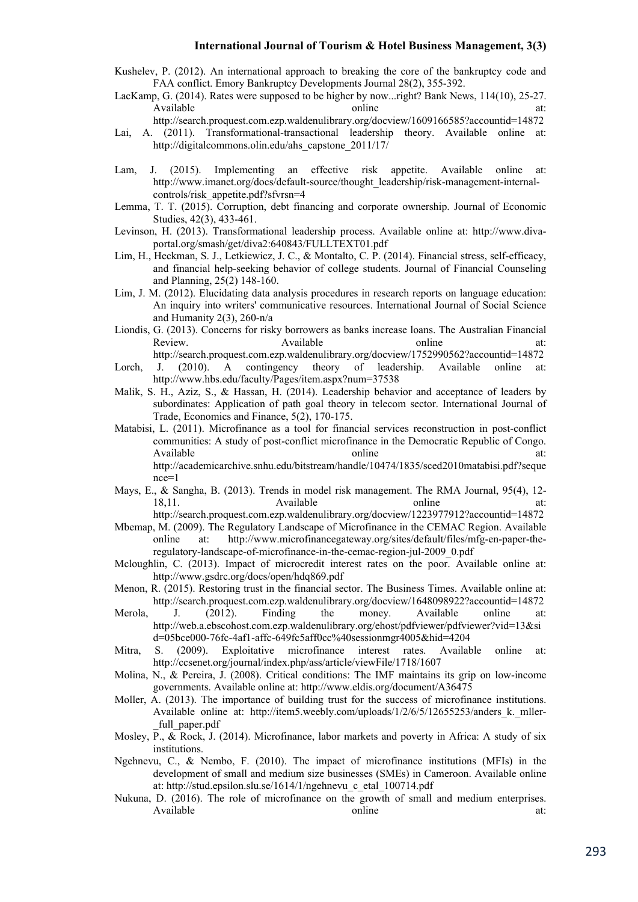Kushelev, P. (2012). An international approach to breaking the core of the bankruptcy code and FAA conflict. Emory Bankruptcy Developments Journal 28(2), 355-392.

LacKamp, G. (2014). Rates were supposed to be higher by now...right? Bank News, 114(10), 25-27. Available online at: http://search.proquest.com.ezp.waldenulibrary.org/docview/1609166585?accountid=14872

Lai, A. (2011). Transformational-transactional leadership theory. Available online at: http://digitalcommons.olin.edu/ahs_capstone_2011/17/

Lam, J. (2015). Implementing an effective risk appetite. Available online at: http://www.imanet.org/docs/default-source/thought_leadership/risk-management-internal-controls/risk_appetite.pdf?sfvrsn=4

Lemma, T. T. (2015). Corruption, debt financing and corporate ownership. Journal of Economic Studies, 42(3), 433-461.

Levinson, H. (2013). Transformational leadership process. Available online at: http://www.diva-portal.org/smash/get/diva2:640843/FULLTEXT01.pdf

Lim, H., Heckman, S. J., Letkiewicz, J. C., & Montalto, C. P. (2014). Financial stress, self-efficacy, and financial help-seeking behavior of college students. Journal of Financial Counseling and Planning, 25(2) 148-160.

Lim, J. M. (2012). Elucidating data analysis procedures in research reports on language education: An inquiry into writers' communicative resources. International Journal of Social Science and Humanity 2(3), 260-n/a

Liondis, G. (2013). Concerns for risky borrowers as banks increase loans. The Australian Financial Review. Available online at: http://search.proquest.com.ezp.waldenulibrary.org/docview/1752990562?accountid=14872

Lorch, J. (2010). A contingency theory of leadership. Available online at: http://www.hbs.edu/faculty/Pages/item.aspx?num=37538

Malik, S. H., Aziz, S., & Hassan, H. (2014). Leadership behavior and acceptance of leaders by subordinates: Application of path goal theory in telecom sector. International Journal of Trade, Economics and Finance, 5(2), 170-175.

Matabisi, L. (2011). Microfinance as a tool for financial services reconstruction in post-conflict communities: A study of post-conflict microfinance in the Democratic Republic of Congo. Available online at: http://academicarchive.snhu.edu/bitstream/handle/10474/1835/sced2010matabisi.pdf?sequence=1

Mays, E., & Sangha, B. (2013). Trends in model risk management. The RMA Journal, 95(4), 12-18,11. Available online at: http://search.proquest.com.ezp.waldenulibrary.org/docview/1223977912?accountid=14872

Mbemap, M. (2009). The Regulatory Landscape of Microfinance in the CEMAC Region. Available online at: http://www.microfinancegateway.org/sites/default/files/mfg-en-paper-the-regulatory-landscape-of-microfinance-in-the-cemac-region-jul-2009_0.pdf

Mcloughlin, C. (2013). Impact of microcredit interest rates on the poor. Available online at: http://www.gsdrc.org/docs/open/hdq869.pdf

Menon, R. (2015). Restoring trust in the financial sector. The Business Times. Available online at: http://search.proquest.com.ezp.waldenulibrary.org/docview/1648098922?accountid=14872

Merola, J. (2012). Finding the money. Available online at: http://web.a.ebscohost.com.ezp.waldenulibrary.org/ehost/pdfviewer/pdfviewer?vid=13&sid=05bce000-76fc-4af1-affc-649fc5aff0cc%40sessionmgr4005&hid=4204

Mitra, S. (2009). Exploitative microfinance interest rates. Available online at: http://ccsenet.org/journal/index.php/ass/article/viewFile/1718/1607

Molina, N., & Pereira, J. (2008). Critical conditions: The IMF maintains its grip on low-income governments. Available online at: http://www.eldis.org/document/A36475

Moller, A. (2013). The importance of building trust for the success of microfinance institutions. Available online at: http://item5.weebly.com/uploads/1/2/6/5/12655253/anders_k._mller-_full_paper.pdf

Mosley, P., & Rock, J. (2014). Microfinance, labor markets and poverty in Africa: A study of six institutions.

Ngehnevu, C., & Nembo, F. (2010). The impact of microfinance institutions (MFIs) in the development of small and medium size businesses (SMEs) in Cameroon. Available online at: http://stud.epsilon.slu.se/1614/1/ngehnevu_c_etal_100714.pdf

Nukuna, D. (2016). The role of microfinance on the growth of small and medium enterprises. Available online at: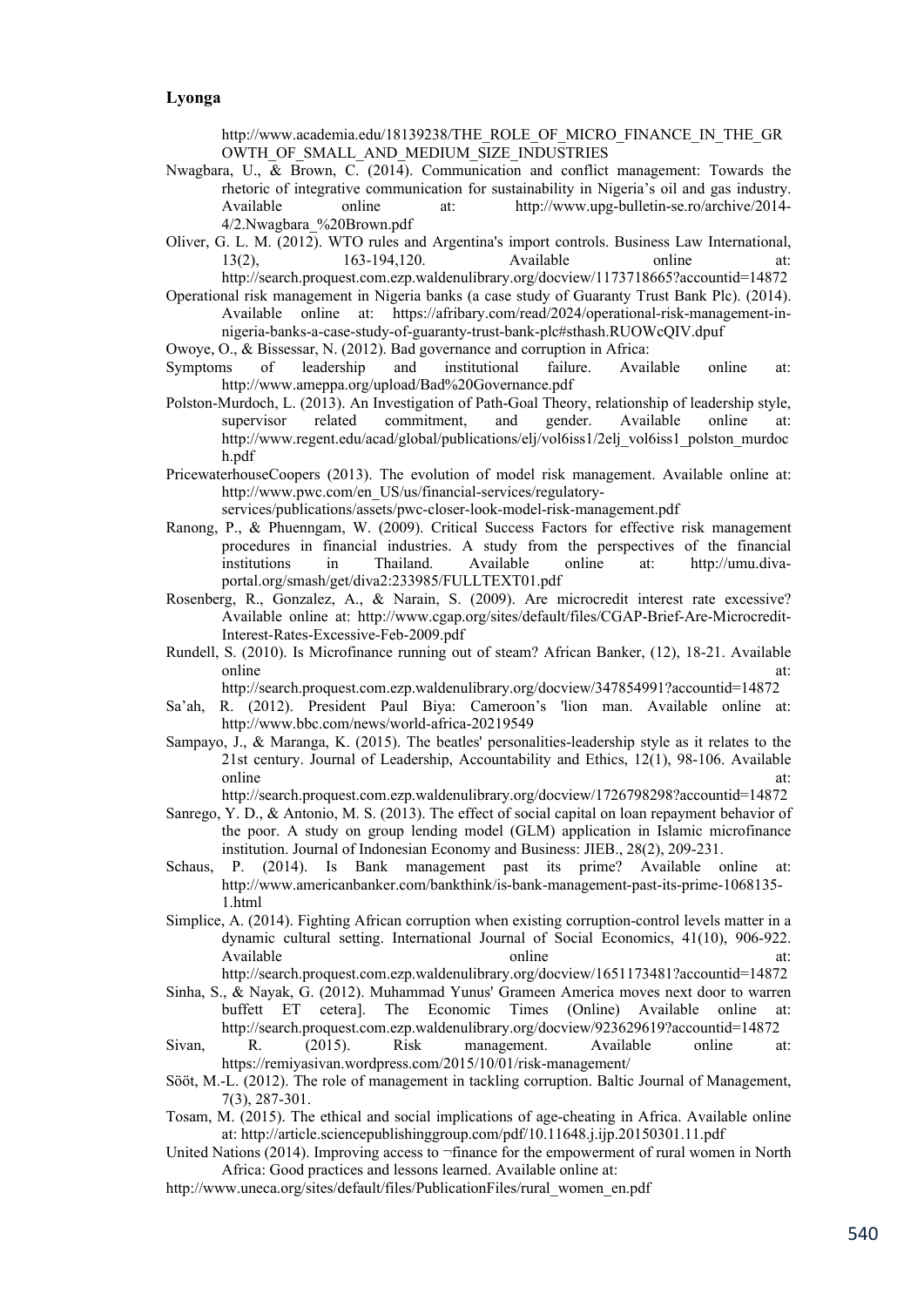http://www.academia.edu/18139238/THE_ROLE_OF_MICRO_FINANCE_IN_THE_GROWTH_OF_SMALL_AND_MEDIUM_SIZE_INDUSTRIES

Nwagbara, U., & Brown, C. (2014). Communication and conflict management: Towards the rhetoric of integrative communication for sustainability in Nigeria's oil and gas industry. Available online at: http://www.upg-bulletin-se.ro/archive/2014-4/2.Nwagbara_%20Brown.pdf

Oliver, G. L. M. (2012). WTO rules and Argentina's import controls. Business Law International, 13(2), 163-194,120. Available online at: http://search.proquest.com.ezp.waldenulibrary.org/docview/1173718665?accountid=14872

Operational risk management in Nigeria banks (a case study of Guaranty Trust Bank Plc). (2014). Available online at: https://afribary.com/read/2024/operational-risk-management-in-nigeria-banks-a-case-study-of-guaranty-trust-bank-plc#sthash.RUOWcQIV.dpuf

Owoye, O., & Bissessar, N. (2012). Bad governance and corruption in Africa:

Symptoms of leadership and institutional failure. Available online at: http://www.ameppa.org/upload/Bad%20Governance.pdf

Polston-Murdoch, L. (2013). An Investigation of Path-Goal Theory, relationship of leadership style, supervisor related commitment, and gender. Available online at: http://www.regent.edu/acad/global/publications/elj/vol6iss1/2elj_vol6iss1_polston_murdoch.pdf

PricewaterhouseCoopers (2013). The evolution of model risk management. Available online at: http://www.pwc.com/en_US/us/financial-services/regulatory-services/publications/assets/pwc-closer-look-model-risk-management.pdf

Ranong, P., & Phuenngam, W. (2009). Critical Success Factors for effective risk management procedures in financial industries. A study from the perspectives of the financial institutions in Thailand. Available online at: http://umu.diva-portal.org/smash/get/diva2:233985/FULLTEXT01.pdf

Rosenberg, R., Gonzalez, A., & Narain, S. (2009). Are microcredit interest rate excessive? Available online at: http://www.cgap.org/sites/default/files/CGAP-Brief-Are-Microcredit-Interest-Rates-Excessive-Feb-2009.pdf

Rundell, S. (2010). Is Microfinance running out of steam? African Banker, (12), 18-21. Available online at: http://search.proquest.com.ezp.waldenulibrary.org/docview/347854991?accountid=14872

Sa'ah, R. (2012). President Paul Biya: Cameroon's 'lion man. Available online at: http://www.bbc.com/news/world-africa-20219549

Sampayo, J., & Maranga, K. (2015). The beatles' personalities-leadership style as it relates to the 21st century. Journal of Leadership, Accountability and Ethics, 12(1), 98-106. Available online at: http://search.proquest.com.ezp.waldenulibrary.org/docview/1726798298?accountid=14872

Sanrego, Y. D., & Antonio, M. S. (2013). The effect of social capital on loan repayment behavior of the poor. A study on group lending model (GLM) application in Islamic microfinance institution. Journal of Indonesian Economy and Business: JIEB., 28(2), 209-231.

Schaus, P. (2014). Is Bank management past its prime? Available online at: http://www.americanbanker.com/bankthink/is-bank-management-past-its-prime-1068135-1.html

Simplice, A. (2014). Fighting African corruption when existing corruption-control levels matter in a dynamic cultural setting. International Journal of Social Economics, 41(10), 906-922. Available online at: http://search.proquest.com.ezp.waldenulibrary.org/docview/1651173481?accountid=14872

Sinha, S., & Nayak, G. (2012). Muhammad Yunus' Grameen America moves next door to warren buffett ET cetera]. The Economic Times (Online) Available online at: http://search.proquest.com.ezp.waldenulibrary.org/docview/923629619?accountid=14872

Sivan, R. (2015). Risk management. Available online at: https://remiyasivan.wordpress.com/2015/10/01/risk-management/

Sööt, M.-L. (2012). The role of management in tackling corruption. Baltic Journal of Management, 7(3), 287-301.

Tosam, M. (2015). The ethical and social implications of age-cheating in Africa. Available online at: http://article.sciencepublishinggroup.com/pdf/10.11648.j.ijp.20150301.11.pdf

United Nations (2014). Improving access to ¬finance for the empowerment of rural women in North Africa: Good practices and lessons learned. Available online at:

http://www.uneca.org/sites/default/files/PublicationFiles/rural_women_en.pdf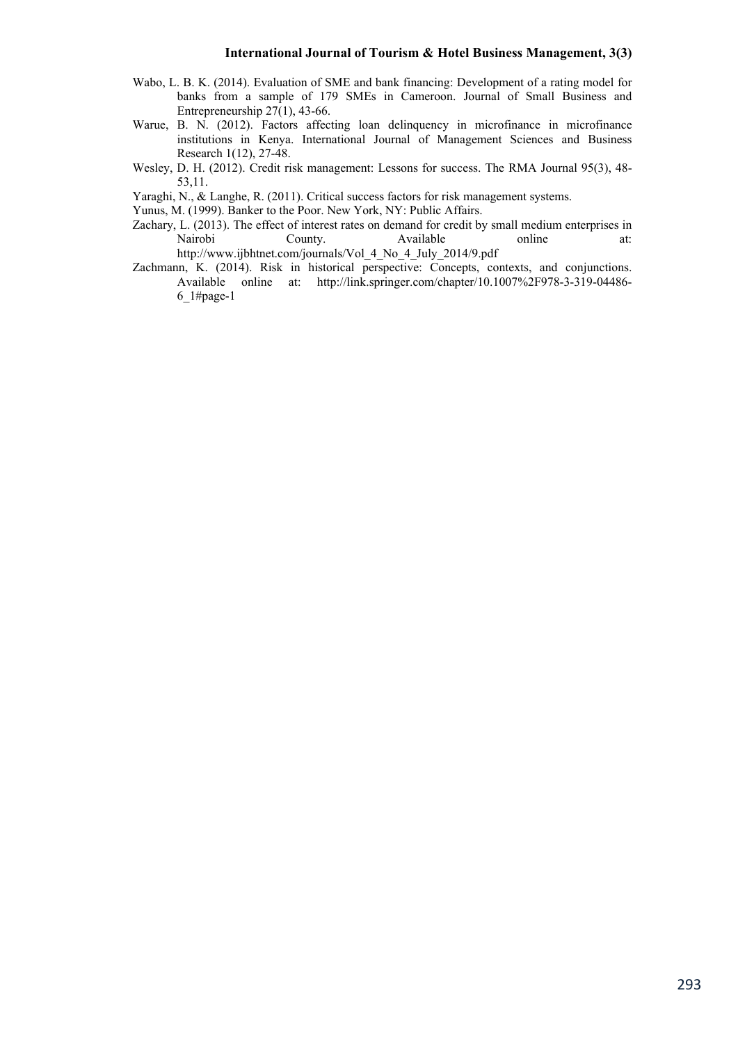Wabo, L. B. K. (2014). Evaluation of SME and bank financing: Development of a rating model for banks from a sample of 179 SMEs in Cameroon. Journal of Small Business and Entrepreneurship 27(1), 43-66.

Warue, B. N. (2012). Factors affecting loan delinquency in microfinance in microfinance institutions in Kenya. International Journal of Management Sciences and Business Research 1(12), 27-48.

Wesley, D. H. (2012). Credit risk management: Lessons for success. The RMA Journal 95(3), 48-53,11.

Yaraghi, N., & Langhe, R. (2011). Critical success factors for risk management systems.

Yunus, M. (1999). Banker to the Poor. New York, NY: Public Affairs.

Zachary, L. (2013). The effect of interest rates on demand for credit by small medium enterprises in Nairobi County. Available online at: http://www.ijbhtnet.com/journals/Vol_4_No_4_July_2014/9.pdf

Zachmann, K. (2014). Risk in historical perspective: Concepts, contexts, and conjunctions. Available online at: http://link.springer.com/chapter/10.1007%2F978-3-319-04486-6_1#page-1